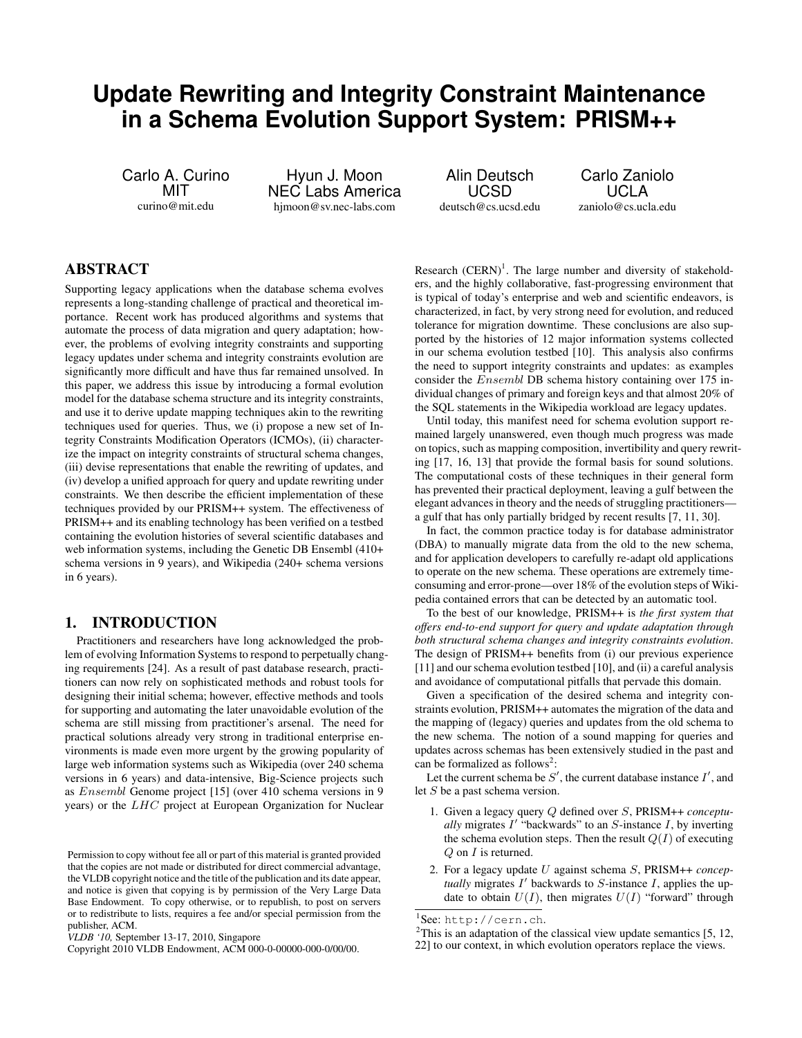# Update Rewriting and Integrity Constraint Maintenance in a Schema Evolution Support System: PRISM++

Carlo A. Curino
MIT
curino@mit.edu

Hyun J. Moon
NEC Labs America
hjmoon@sv.nec-labs.com

Alin Deutsch
UCSD
deutsch@cs.ucsd.edu

Carlo Zaniolo
UCLA
zaniolo@cs.ucla.edu

## ABSTRACT

Supporting legacy applications when the database schema evolves represents a long-standing challenge of practical and theoretical importance. Recent work has produced algorithms and systems that automate the process of data migration and query adaptation; however, the problems of evolving integrity constraints and supporting legacy updates under schema and integrity constraints evolution are significantly more difficult and have thus far remained unsolved. In this paper, we address this issue by introducing a formal evolution model for the database schema structure and its integrity constraints, and use it to derive update mapping techniques akin to the rewriting techniques used for queries. Thus, we (i) propose a new set of Integrity Constraints Modification Operators (ICMOs), (ii) characterize the impact on integrity constraints of structural schema changes, (iii) devise representations that enable the rewriting of updates, and (iv) develop a unified approach for query and update rewriting under constraints. We then describe the efficient implementation of these techniques provided by our PRISM++ system. The effectiveness of PRISM++ and its enabling technology has been verified on a testbed containing the evolution histories of several scientific databases and web information systems, including the Genetic DB Ensembl (410+ schema versions in 9 years), and Wikipedia (240+ schema versions in 6 years).

## 1. INTRODUCTION

Practitioners and researchers have long acknowledged the problem of evolving Information Systems to respond to perpetually changing requirements [24]. As a result of past database research, practitioners can now rely on sophisticated methods and robust tools for designing their initial schema; however, effective methods and tools for supporting and automating the later unavoidable evolution of the schema are still missing from practitioner's arsenal. The need for practical solutions already very strong in traditional enterprise environments is made even more urgent by the growing popularity of large web information systems such as Wikipedia (over 240 schema versions in 6 years) and data-intensive, Big-Science projects such as *Ensembl* Genome project [15] (over 410 schema versions in 9 years) or the *LHC* project at European Organization for Nuclear Research (CERN)[1]. The large number and diversity of stakeholders, and the highly collaborative, fast-progressing environment that is typical of today's enterprise and web and scientific endeavors, is characterized, in fact, by very strong need for evolution, and reduced tolerance for migration downtime. These conclusions are also supported by the histories of 12 major information systems collected in our schema evolution testbed [10]. This analysis also confirms the need to support integrity constraints and updates: as examples consider the *Ensembl* DB schema history containing over 175 individual changes of primary and foreign keys and that almost 20% of the SQL statements in the Wikipedia workload are legacy updates.

Until today, this manifest need for schema evolution support remained largely unanswered, even though much progress was made on topics, such as mapping composition, invertibility and query rewriting [17, 16, 13] that provide the formal basis for sound solutions. The computational costs of these techniques in their general form has prevented their practical deployment, leaving a gulf between the elegant advances in theory and the needs of struggling practitioners—a gulf that has only partially bridged by recent results [7, 11, 30].

In fact, the common practice today is for database administrator (DBA) to manually migrate data from the old to the new schema, and for application developers to carefully re-adapt old applications to operate on the new schema. These operations are extremely time-consuming and error-prone—over 18% of the evolution steps of Wikipedia contained errors that can be detected by an automatic tool.

To the best of our knowledge, PRISM++ is *the first system that offers end-to-end support for query and update adaptation through both structural schema changes and integrity constraints evolution*. The design of PRISM++ benefits from (i) our previous experience [11] and our schema evolution testbed [10], and (ii) a careful analysis and avoidance of computational pitfalls that pervade this domain.

Given a specification of the desired schema and integrity constraints evolution, PRISM++ automates the migration of the data and the mapping of (legacy) queries and updates from the old schema to the new schema. The notion of a sound mapping for queries and updates across schemas has been extensively studied in the past and can be formalized as follows[2]:

Let the current schema be $S'$, the current database instance $I'$, and let $S$ be a past schema version.

1. Given a legacy query $Q$ defined over $S$, PRISM++ *conceptually* migrates $I'$ "backwards" to an $S$-instance $I$, by inverting the schema evolution steps. Then the result $Q(I)$ of executing $Q$ on $I$ is returned.
2. For a legacy update $U$ against schema $S$, PRISM++ *conceptually* migrates $I'$ backwards to $S$-instance $I$, applies the update to obtain $U(I)$, then migrates $U(I)$ "forward" through

[1]See: http://cern.ch.

[2]This is an adaptation of the classical view update semantics [5, 12, 22] to our context, in which evolution operators replace the views.

Permission to copy without fee all or part of this material is granted provided that the copies are not made or distributed for direct commercial advantage, the VLDB copyright notice and the title of the publication and its date appear, and notice is given that copying is by permission of the Very Large Data Base Endowment. To copy otherwise, or to republish, to post on servers or to redistribute to lists, requires a fee and/or special permission from the publisher, ACM.
*VLDB '10*, September 13-17, 2010, Singapore
Copyright 2010 VLDB Endowment, ACM 000-0-00000-000-0/00/00.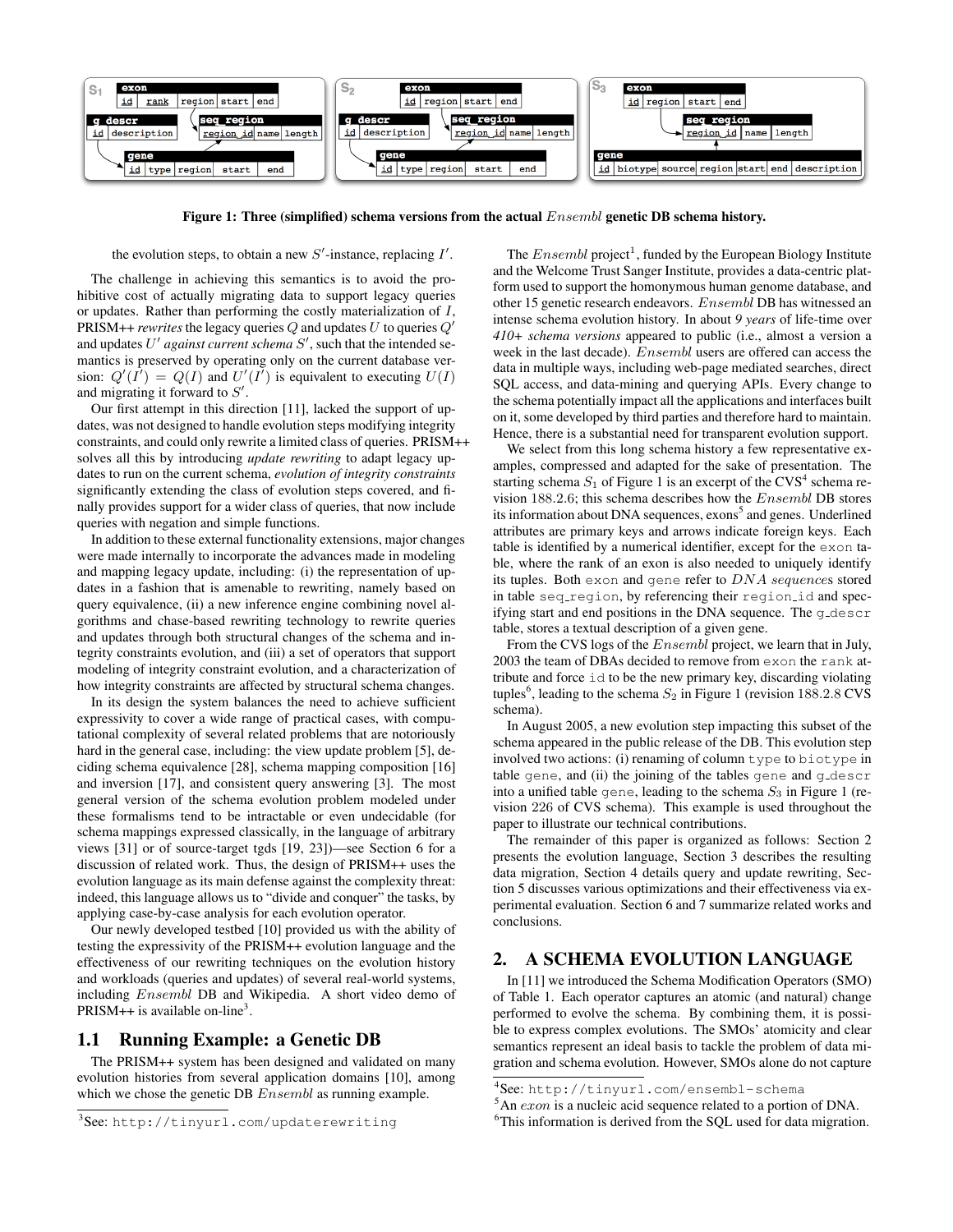Figure 1: Three (simplified) schema versions from the actual *Ensembl* genetic DB schema history.

the evolution steps, to obtain a new $S'$-instance, replacing $I'$.

The challenge in achieving this semantics is to avoid the prohibitive cost of actually migrating data to support legacy queries or updates. Rather than performing the costly materialization of $I$, PRISM++ *rewrites* the legacy queries $Q$ and updates $U$ to queries $Q'$ and updates $U'$ *against current schema* $S'$, such that the intended semantics is preserved by operating only on the current database version: $Q'(I') = Q(I)$ and $U'(I')$ is equivalent to executing $U(I)$ and migrating it forward to $S'$.

Our first attempt in this direction [11], lacked the support of updates, was not designed to handle evolution steps modifying integrity constraints, and could only rewrite a limited class of queries. PRISM++ solves all this by introducing *update rewriting* to adapt legacy updates to run on the current schema, *evolution of integrity constraints* significantly extending the class of evolution steps covered, and finally provides support for a wider class of queries, that now include queries with negation and simple functions.

In addition to these external functionality extensions, major changes were made internally to incorporate the advances made in modeling and mapping legacy update, including: (i) the representation of updates in a fashion that is amenable to rewriting, namely based on query equivalence, (ii) a new inference engine combining novel algorithms and chase-based rewriting technology to rewrite queries and updates through both structural changes of the schema and integrity constraints evolution, and (iii) a set of operators that support modeling of integrity constraint evolution, and a characterization of how integrity constraints are affected by structural schema changes.

In its design the system balances the need to achieve sufficient expressivity to cover a wide range of practical cases, with computational complexity of several related problems that are notoriously hard in the general case, including: the view update problem [5], deciding schema equivalence [28], schema mapping composition [16] and inversion [17], and consistent query answering [3]. The most general version of the schema evolution problem modeled under these formalisms tend to be intractable or even undecidable (for schema mappings expressed classically, in the language of arbitrary views [31] or of source-target tgds [19, 23])—see Section 6 for a discussion of related work. Thus, the design of PRISM++ uses the evolution language as its main defense against the complexity threat: indeed, this language allows us to "divide and conquer" the tasks, by applying case-by-case analysis for each evolution operator.

Our newly developed testbed [10] provided us with the ability of testing the expressivity of the PRISM++ evolution language and the effectiveness of our rewriting techniques on the evolution history and workloads (queries and updates) of several real-world systems, including *Ensembl* DB and Wikipedia. A short video demo of PRISM++ is available on-line[3].

## 1.1 Running Example: a Genetic DB

The PRISM++ system has been designed and validated on many evolution histories from several application domains [10], among which we chose the genetic DB *Ensembl* as running example.

The *Ensembl* project[1], funded by the European Biology Institute and the Welcome Trust Sanger Institute, provides a data-centric platform used to support the homonymous human genome database, and other 15 genetic research endeavors. *Ensembl* DB has witnessed an intense schema evolution history. In about *9 years* of life-time over *410+ schema versions* appeared to public (i.e., almost a version a week in the last decade). *Ensembl* users are offered can access the data in multiple ways, including web-page mediated searches, direct SQL access, and data-mining and querying APIs. Every change to the schema potentially impact all the applications and interfaces built on it, some developed by third parties and therefore hard to maintain. Hence, there is a substantial need for transparent evolution support.

We select from this long schema history a few representative examples, compressed and adapted for the sake of presentation. The starting schema $S_1$ of Figure 1 is an excerpt of the CVS[4] schema revision 188.2.6; this schema describes how the *Ensembl* DB stores its information about DNA sequences, exons[5] and genes. Underlined attributes are primary keys and arrows indicate foreign keys. Each table is identified by a numerical identifier, except for the `exon` table, where the rank of an exon is also needed to uniquely identify its tuples. Both `exon` and `gene` refer to *DNA sequences* stored in table `seq_region`, by referencing their `region_id` and specifying start and end positions in the DNA sequence. The `g_descr` table, stores a textual description of a given gene.

From the CVS logs of the *Ensembl* project, we learn that in July, 2003 the team of DBAs decided to remove from `exon` the `rank` attribute and force `id` to be the new primary key, discarding violating tuples[6], leading to the schema $S_2$ in Figure 1 (revision 188.2.8 CVS schema).

In August 2005, a new evolution step impacting this subset of the schema appeared in the public release of the DB. This evolution step involved two actions: (i) renaming of column `type` to `biotype` in table `gene`, and (ii) the joining of the tables `gene` and `g_descr` into a unified table `gene`, leading to the schema $S_3$ in Figure 1 (revision 226 of CVS schema). This example is used throughout the paper to illustrate our technical contributions.

The remainder of this paper is organized as follows: Section 2 presents the evolution language, Section 3 describes the resulting data migration, Section 4 details query and update rewriting, Section 5 discusses various optimizations and their effectiveness via experimental evaluation. Section 6 and 7 summarize related works and conclusions.

## 2. A SCHEMA EVOLUTION LANGUAGE

In [11] we introduced the Schema Modification Operators (SMO) of Table 1. Each operator captures an atomic (and natural) change performed to evolve the schema. By combining them, it is possible to express complex evolutions. The SMOs' atomicity and clear semantics represent an ideal basis to tackle the problem of data migration and schema evolution. However, SMOs alone do not capture

[3] See: http://tinyurl.com/updaterewriting

[4] See: http://tinyurl.com/ensembl-schema

[5] An *exon* is a nucleic acid sequence related to a portion of DNA.

[6] This information is derived from the SQL used for data migration.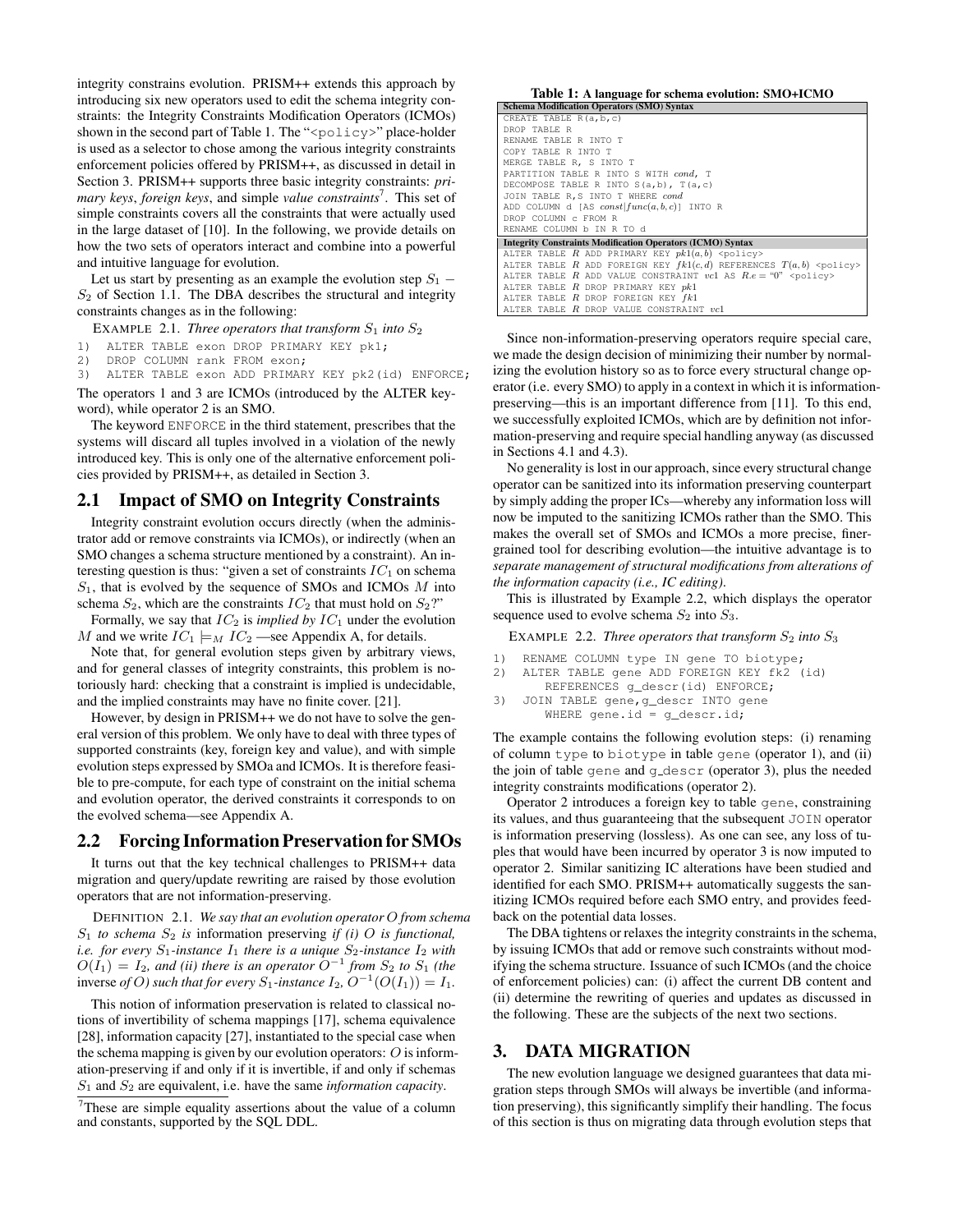integrity constrains evolution. PRISM++ extends this approach by introducing six new operators used to edit the schema integrity constraints: the Integrity Constraints Modification Operators (ICMOs) shown in the second part of Table 1. The "<policy>" place-holder is used as a selector to chose among the various integrity constraints enforcement policies offered by PRISM++, as discussed in detail in Section 3. PRISM++ supports three basic integrity constraints: *primary keys*, *foreign keys*, and simple *value constraints*[7]. This set of simple constraints covers all the constraints that were actually used in the large dataset of [10]. In the following, we provide details on how the two sets of operators interact and combine into a powerful and intuitive language for evolution.

Let us start by presenting as an example the evolution step $S_1 - S_2$ of Section 1.1. The DBA describes the structural and integrity constraints changes as in the following:

EXAMPLE 2.1. *Three operators that transform $S_1$ into $S_2$*

```
1)  ALTER TABLE exon DROP PRIMARY KEY pk1;
2)  DROP COLUMN rank FROM exon;
3)  ALTER TABLE exon ADD PRIMARY KEY pk2(id) ENFORCE;
```

The operators 1 and 3 are ICMOs (introduced by the ALTER keyword), while operator 2 is an SMO.

The keyword ENFORCE in the third statement, prescribes that the systems will discard all tuples involved in a violation of the newly introduced key. This is only one of the alternative enforcement policies provided by PRISM++, as detailed in Section 3.

## 2.1 Impact of SMO on Integrity Constraints

Integrity constraint evolution occurs directly (when the administrator add or remove constraints via ICMOs), or indirectly (when an SMO changes a schema structure mentioned by a constraint). An interesting question is thus: "given a set of constraints $IC_1$ on schema $S_1$, that is evolved by the sequence of SMOs and ICMOs $M$ into schema $S_2$, which are the constraints $IC_2$ that must hold on $S_2$?"

Formally, we say that $IC_2$ is *implied by* $IC_1$ under the evolution $M$ and we write $IC_1 \models_M IC_2$ —see Appendix A, for details.

Note that, for general evolution steps given by arbitrary views, and for general classes of integrity constraints, this problem is notoriously hard: checking that a constraint is implied is undecidable, and the implied constraints may have no finite cover. [21].

However, by design in PRISM++ we do not have to solve the general version of this problem. We only have to deal with three types of supported constraints (key, foreign key and value), and with simple evolution steps expressed by SMOa and ICMOs. It is therefore feasible to pre-compute, for each type of constraint on the initial schema and evolution operator, the derived constraints it corresponds to on the evolved schema—see Appendix A.

## 2.2 Forcing Information Preservation for SMOs

It turns out that the key technical challenges to PRISM++ data migration and query/update rewriting are raised by those evolution operators that are not information-preserving.

DEFINITION 2.1. *We say that an evolution operator $O$ from schema $S_1$ to schema $S_2$ is* information preserving *if (i) $O$ is functional, i.e. for every $S_1$-instance $I_1$ there is a unique $S_2$-instance $I_2$ with $O(I_1) = I_2$, and (ii) there is an operator $O^{-1}$ from $S_2$ to $S_1$ (the* inverse *of $O$) such that for every $S_1$-instance $I_2$, $O^{-1}(O(I_1)) = I_1$.*

This notion of information preservation is related to classical notions of invertibility of schema mappings [17], schema equivalence [28], information capacity [27], instantiated to the special case when the schema mapping is given by our evolution operators: $O$ is information-preserving if and only if it is invertible, if and only if schemas $S_1$ and $S_2$ are equivalent, i.e. have the same *information capacity*.

[7] These are simple equality assertions about the value of a column and constants, supported by the SQL DDL.

**Table 1: A language for schema evolution: SMO+ICMO**

| **Schema Modification Operators (SMO) Syntax** |
|---|
| CREATE TABLE R(a,b,c) |
| DROP TABLE R |
| RENAME TABLE R INTO T |
| COPY TABLE R INTO T |
| MERGE TABLE R, S INTO T |
| PARTITION TABLE R INTO S WITH *cond*, T |
| DECOMPOSE TABLE R INTO S(a,b), T(a,c) |
| JOIN TABLE R,S INTO T WHERE *cond* |
| ADD COLUMN d [AS *const*\|*func*(*a,b,c*)] INTO R |
| DROP COLUMN c FROM R |
| RENAME COLUMN b IN R TO d |
| **Integrity Constraints Modification Operators (ICMO) Syntax** |
| ALTER TABLE $R$ ADD PRIMARY KEY $pk1(a,b)$ <policy> |
| ALTER TABLE $R$ ADD FOREIGN KEY $fk1(c,d)$ REFERENCES $T(a,b)$ <policy> |
| ALTER TABLE $R$ ADD VALUE CONSTRAINT $vc1$ AS $R.e = $ "0" <policy> |
| ALTER TABLE $R$ DROP PRIMARY KEY $pk$ |
| ALTER TABLE $R$ DROP FOREIGN KEY $fk1$ |
| ALTER TABLE $R$ DROP VALUE CONSTRAINT $vc1$ |

Since non-information-preserving operators require special care, we made the design decision of minimizing their number by normalizing the evolution history so as to force every structural change operator (i.e. every SMO) to apply in a context in which it is information-preserving—this is an important difference from [11]. To this end, we successfully exploited ICMOs, which are by definition not information-preserving and require special handling anyway (as discussed in Sections 4.1 and 4.3).

No generality is lost in our approach, since every structural change operator can be sanitized into its information preserving counterpart by simply adding the proper ICs—whereby any information loss will now be imputed to the sanitizing ICMOs rather than the SMO. This makes the overall set of SMOs and ICMOs a more precise, finer-grained tool for describing evolution—the intuitive advantage is to *separate management of structural modifications from alterations of the information capacity (i.e., IC editing)*.

This is illustrated by Example 2.2, which displays the operator sequence used to evolve schema $S_2$ into $S_3$.

EXAMPLE 2.2. *Three operators that transform $S_2$ into $S_3$*

```
1)  RENAME COLUMN type IN gene TO biotype;
2)  ALTER TABLE gene ADD FOREIGN KEY fk2 (id)
      REFERENCES g_descr(id) ENFORCE;
3)  JOIN TABLE gene,g_descr INTO gene
      WHERE gene.id = g_descr.id;
```

The example contains the following evolution steps: (i) renaming of column type to biotype in table gene (operator 1), and (ii) the join of table gene and g_descr (operator 3), plus the needed integrity constraints modifications (operator 2).

Operator 2 introduces a foreign key to table gene, constraining its values, and thus guaranteeing that the subsequent JOIN operator is information preserving (lossless). As one can see, any loss of tuples that would have been incurred by operator 3 is now imputed to operator 2. Similar sanitizing IC alterations have been studied and identified for each SMO. PRISM++ automatically suggests the sanitizing ICMOs required before each SMO entry, and provides feedback on the potential data losses.

The DBA tightens or relaxes the integrity constraints in the schema, by issuing ICMOs that add or remove such constraints without modifying the schema structure. Issuance of such ICMOs (and the choice of enforcement policies) can: (i) affect the current DB content and (ii) determine the rewriting of queries and updates as discussed in the following. These are the subjects of the next two sections.

# 3. DATA MIGRATION

The new evolution language we designed guarantees that data migration steps through SMOs will always be invertible (and information preserving), this significantly simplify their handling. The focus of this section is thus on migrating data through evolution steps that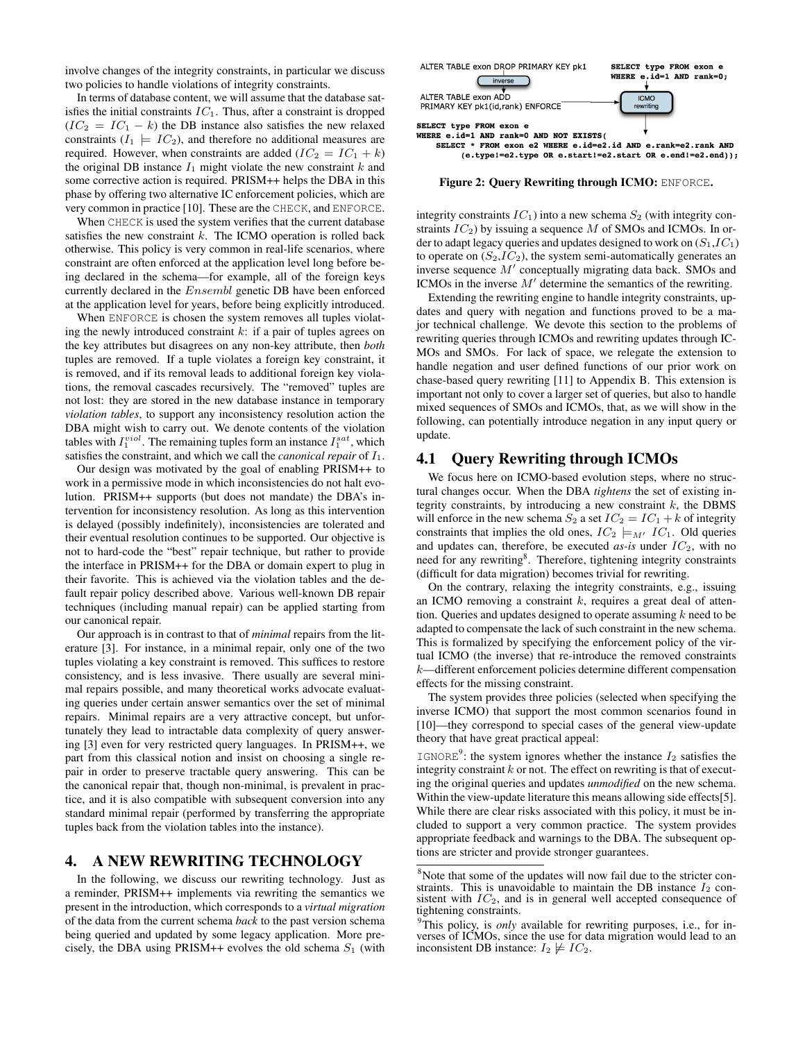involve changes of the integrity constraints, in particular we discuss two policies to handle violations of integrity constraints.

In terms of database content, we will assume that the database satisfies the initial constraints $IC_1$. Thus, after a constraint is dropped ($IC_2 = IC_1 - k$) the DB instance also satisfies the new relaxed constraints ($I_1 \models IC_2$), and therefore no additional measures are required. However, when constraints are added ($IC_2 = IC_1 + k$) the original DB instance $I_1$ might violate the new constraint $k$ and some corrective action is required. PRISM++ helps the DBA in this phase by offering two alternative IC enforcement policies, which are very common in practice [10]. These are the CHECK, and ENFORCE.

When CHECK is used the system verifies that the current database satisfies the new constraint $k$. The ICMO operation is rolled back otherwise. This policy is very common in real-life scenarios, where constraint are often enforced at the application level long before being declared in the schema—for example, all of the foreign keys currently declared in the *Ensembl* genetic DB have been enforced at the application level for years, before being explicitly introduced.

When ENFORCE is chosen the system removes all tuples violating the newly introduced constraint $k$: if a pair of tuples agrees on the key attributes but disagrees on any non-key attribute, then *both* tuples are removed. If a tuple violates a foreign key constraint, it is removed, and if its removal leads to additional foreign key violations, the removal cascades recursively. The "removed" tuples are not lost: they are stored in the new database instance in temporary *violation tables*, to support any inconsistency resolution action the DBA might wish to carry out. We denote contents of the violation tables with $I_1^{viol}$. The remaining tuples form an instance $I_1^{sat}$, which satisfies the constraint, and which we call the *canonical repair* of $I_1$.

Our design was motivated by the goal of enabling PRISM++ to work in a permissive mode in which inconsistencies do not halt evolution. PRISM++ supports (but does not mandate) the DBA's intervention for inconsistency resolution. As long as this intervention is delayed (possibly indefinitely), inconsistencies are tolerated and their eventual resolution continues to be supported. Our objective is not to hard-code the "best" repair technique, but rather to provide the interface in PRISM++ for the DBA or domain expert to plug in their favorite. This is achieved via the violation tables and the default repair policy described above. Various well-known DB repair techniques (including manual repair) can be applied starting from our canonical repair.

Our approach is in contrast to that of *minimal* repairs from the literature [3]. For instance, in a minimal repair, only one of the two tuples violating a key constraint is removed. This suffices to restore consistency, and is less invasive. There usually are several minimal repairs possible, and many theoretical works advocate evaluating queries under certain answer semantics over the set of minimal repairs. Minimal repairs are a very attractive concept, but unfortunately they lead to intractable data complexity of query answering [3] even for very restricted query languages. In PRISM++, we part from this classical notion and insist on choosing a single repair in order to preserve tractable query answering. This can be the canonical repair that, though non-minimal, is prevalent in practice, and it is also compatible with subsequent conversion into any standard minimal repair (performed by transferring the appropriate tuples back from the violation tables into the instance).

## 4. A NEW REWRITING TECHNOLOGY

In the following, we discuss our rewriting technology. Just as a reminder, PRISM++ implements via rewriting the semantics we present in the introduction, which corresponds to a *virtual migration* of the data from the current schema *back* to the past version schema being queried and updated by some legacy application. More precisely, the DBA using PRISM++ evolves the old schema $S_1$ (with integrity constraints $IC_1$) into a new schema $S_2$ (with integrity constraints $IC_2$) by issuing a sequence $M$ of SMOs and ICMOs. In order to adapt legacy queries and updates designed to work on ($S_1$,$IC_1$) to operate on ($S_2$,$IC_2$), the system semi-automatically generates an inverse sequence $M'$ conceptually migrating data back. SMOs and ICMOs in the inverse $M'$ determine the semantics of the rewriting.

```
ALTER TABLE exon DROP PRIMARY KEY pk1          SELECT type FROM exon e
        [inverse]                              WHERE e.id=1 AND rank=0;
ALTER TABLE exon ADD                                  [ICMO rewriting]
PRIMARY KEY pk1(id,rank) ENFORCE

SELECT type FROM exon e
WHERE e.id=1 AND rank=0 AND NOT EXISTS(
    SELECT * FROM exon e2 WHERE e.id=e2.id AND e.rank=e2.rank AND
        (e.type!=e2.type OR e.start!=e2.start OR e.end!=e2.end));
```

**Figure 2: Query Rewriting through ICMO:** ENFORCE**.**

Extending the rewriting engine to handle integrity constraints, updates and query with negation and functions proved to be a major technical challenge. We devote this section to the problems of rewriting queries through ICMOs and rewriting updates through ICMOs and SMOs. For lack of space, we relegate the extension to handle negation and user defined functions of our prior work on chase-based query rewriting [11] to Appendix B. This extension is important not only to cover a larger set of queries, but also to handle mixed sequences of SMOs and ICMOs, that, as we will show in the following, can potentially introduce negation in any input query or update.

### 4.1 Query Rewriting through ICMOs

We focus here on ICMO-based evolution steps, where no structural changes occur. When the DBA *tightens* the set of existing integrity constraints, by introducing a new constraint $k$, the DBMS will enforce in the new schema $S_2$ a set $IC_2 = IC_1 + k$ of integrity constraints that implies the old ones, $IC_2 \models_{M'} IC_1$. Old queries and updates can, therefore, be executed *as-is* under $IC_2$, with no need for any rewriting[8]. Therefore, tightening integrity constraints (difficult for data migration) becomes trivial for rewriting.

On the contrary, relaxing the integrity constraints, e.g., issuing an ICMO removing a constraint $k$, requires a great deal of attention. Queries and updates designed to operate assuming $k$ need to be adapted to compensate the lack of such constraint in the new schema. This is formalized by specifying the enforcement policy of the virtual ICMO (the inverse) that re-introduce the removed constraints $k$—different enforcement policies determine different compensation effects for the missing constraint.

The system provides three policies (selected when specifying the inverse ICMO) that support the most common scenarios found in [10]—they correspond to special cases of the general view-update theory that have great practical appeal:

IGNORE[9]: the system ignores whether the instance $I_2$ satisfies the integrity constraint $k$ or not. The effect on rewriting is that of executing the original queries and updates *unmodified* on the new schema. Within the view-update literature this means allowing side effects[5]. While there are clear risks associated with this policy, it must be included to support a very common practice. The system provides appropriate feedback and warnings to the DBA. The subsequent options are stricter and provide stronger guarantees.

---

[8] Note that some of the updates will now fail due to the stricter constraints. This is unavoidable to maintain the DB instance $I_2$ consistent with $IC_2$, and is in general well accepted consequence of tightening constraints.

[9] This policy, is *only* available for rewriting purposes, i.e., for inverses of ICMOs, since the use for data migration would lead to an inconsistent DB instance: $I_2 \not\models IC_2$.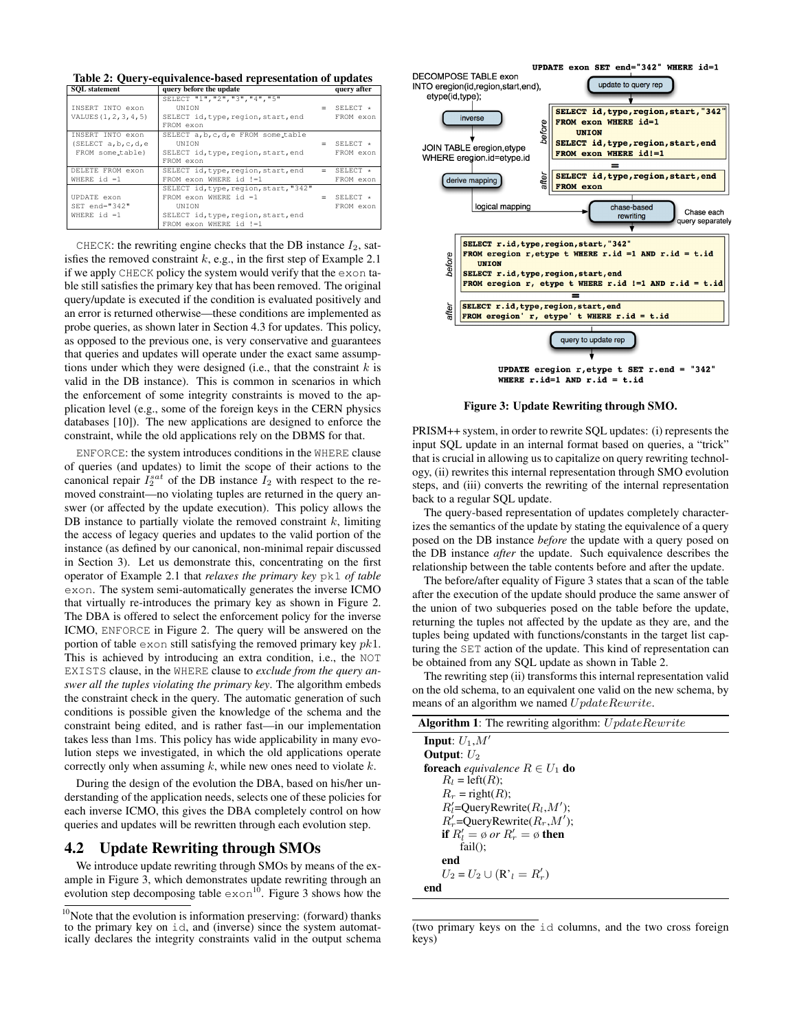**Table 2: Query-equivalence-based representation of updates**

| SQL statement | query before the update | | query after |
|---|---|---|---|
| INSERT INTO exon VALUES(1,2,3,4,5) | SELECT "1","2","3","4","5" UNION SELECT id,type,region,start,end FROM exon | = | SELECT * FROM exon |
| INSERT INTO exon (SELECT a,b,c,d,e FROM some_table) | SELECT a,b,c,d,e FROM some_table UNION SELECT id,type,region,start,end FROM exon | = | SELECT * FROM exon |
| DELETE FROM exon WHERE id =1 | SELECT id,type,region,start,end FROM exon WHERE id !=1 | = | SELECT * FROM exon |
| UPDATE exon SET end="342" WHERE id =1 | SELECT id,type,region,start,"342" FROM exon WHERE id =1 UNION SELECT id,type,region,start,end FROM exon WHERE id !=1 | = | SELECT * FROM exon |

CHECK: the rewriting engine checks that the DB instance $I_2$, satisfies the removed constraint $k$, e.g., in the first step of Example 2.1 if we apply CHECK policy the system would verify that the exon table still satisfies the primary key that has been removed. The original query/update is executed if the condition is evaluated positively and an error is returned otherwise—these conditions are implemented as probe queries, as shown later in Section 4.3 for updates. This policy, as opposed to the previous one, is very conservative and guarantees that queries and updates will operate under the exact same assumptions under which they were designed (i.e., that the constraint $k$ is valid in the DB instance). This is common in scenarios in which the enforcement of some integrity constraints is moved to the application level (e.g., some of the foreign keys in the CERN physics databases [10]). The new applications are designed to enforce the constraint, while the old applications rely on the DBMS for that.

ENFORCE: the system introduces conditions in the WHERE clause of queries (and updates) to limit the scope of their actions to the canonical repair $I_2^{sat}$ of the DB instance $I_2$ with respect to the removed constraint—no violating tuples are returned in the query answer (or affected by the update execution). This policy allows the DB instance to partially violate the removed constraint $k$, limiting the access of legacy queries and updates to the valid portion of the instance (as defined by our canonical, non-minimal repair discussed in Section 3). Let us demonstrate this, concentrating on the first operator of Example 2.1 that *relaxes the primary key* pk1 *of table* exon. The system semi-automatically generates the inverse ICMO that virtually re-introduces the primary key as shown in Figure 2. The DBA is offered to select the enforcement policy for the inverse ICMO, ENFORCE in Figure 2. The query will be answered on the portion of table exon still satisfying the removed primary key $pk1$. This is achieved by introducing an extra condition, i.e., the NOT EXISTS clause, in the WHERE clause to *exclude from the query answer all the tuples violating the primary key*. The algorithm embeds the constraint check in the query. The automatic generation of such conditions is possible given the knowledge of the schema and the constraint being edited, and is rather fast—in our implementation takes less than 1ms. This policy has wide applicability in many evolution steps we investigated, in which the old applications operate correctly only when assuming $k$, while new ones need to violate $k$.

During the design of the evolution the DBA, based on his/her understanding of the application needs, selects one of these policies for each inverse ICMO, this gives the DBA completely control on how queries and updates will be rewritten through each evolution step.

## 4.2 Update Rewriting through SMOs

We introduce update rewriting through SMOs by means of the example in Figure 3, which demonstrates update rewriting through an evolution step decomposing table exon[10]. Figure 3 shows how the PRISM++ system, in order to rewrite SQL updates: (i) represents the input SQL update in an internal format based on queries, a "trick" that is crucial in allowing us to capitalize on query rewriting technology, (ii) rewrites this internal representation through SMO evolution steps, and (iii) converts the rewriting of the internal representation back to a regular SQL update.

[10]Note that the evolution is information preserving: (forward) thanks to the primary key on id, and (inverse) since the system automatically declares the integrity constraints valid in the output schema (two primary keys on the id columns, and the two cross foreign keys)

```
UPDATE exon SET end="342" WHERE id=1
```

DECOMPOSE TABLE exon INTO eregion(id,region,start,end), etype(id,type);

inverse

JOIN TABLE eregion,etype WHERE eregion.id=etype.id

derive mapping

logical mapping

update to query rep

before:
```
SELECT id,type,region,start,"342"
FROM exon WHERE id=1
    UNION
SELECT id,type,region,start,end
FROM exon WHERE id!=1
```
=

after:
```
SELECT id,type,region,start,end
FROM exon
```

chase-based rewriting — Chase each query separately

before:
```
SELECT r.id,type,region,start,"342"
FROM eregion r,etype t WHERE r.id =1 AND r.id = t.id
    UNION
SELECT r.id,type,region,start,end
FROM eregion r, etype t WHERE r.id !=1 AND r.id = t.id
```
=

after:
```
SELECT r.id,type,region,start,end
FROM eregion' r, etype' t WHERE r.id = t.id
```

query to update rep

```
UPDATE eregion r,etype t SET r.end = "342"
WHERE r.id=1 AND r.id = t.id
```

**Figure 3: Update Rewriting through SMO.**

The query-based representation of updates completely characterizes the semantics of the update by stating the equivalence of a query posed on the DB instance *before* the update with a query posed on the DB instance *after* the update. Such equivalence describes the relationship between the table contents before and after the update.

The before/after equality of Figure 3 states that a scan of the table after the execution of the update should produce the same answer of the union of two subqueries posed on the table before the update, returning the tuples not affected by the update as they are, and the tuples being updated with functions/constants in the target list capturing the SET action of the update. This kind of representation can be obtained from any SQL update as shown in Table 2.

The rewriting step (ii) transforms this internal representation valid on the old schema, to an equivalent one valid on the new schema, by means of an algorithm we named $UpdateRewrite$.

**Algorithm 1**: The rewriting algorithm: $UpdateRewrite$

**Input**: $U_1$,$M'$
**Output**: $U_2$
**foreach** *equivalence* $R \in U_1$ **do**
  $R_l$ = left($R$);
  $R_r$ = right($R$);
  $R_l'$=QueryRewrite($R_l$,$M'$);
  $R_r'$=QueryRewrite($R_r$,$M'$);
  **if** $R_l' = \emptyset$ *or* $R_r' = \emptyset$ **then**
    fail();
  **end**
  $U_2 = U_2 \cup (R'_l = R'_r)$
**end**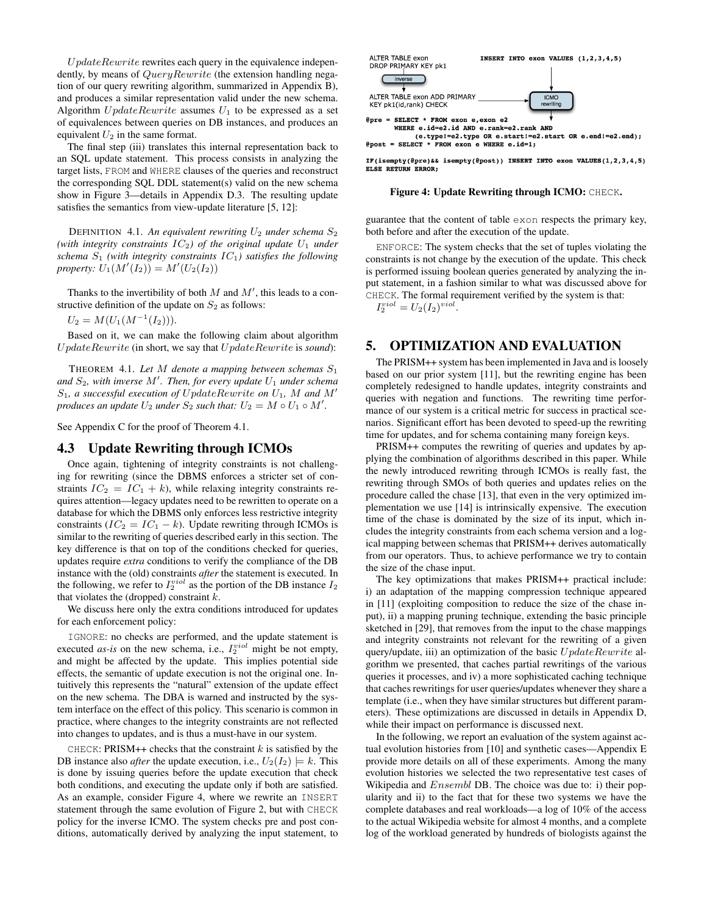*UpdateRewrite* rewrites each query in the equivalence independently, by means of *QueryRewrite* (the extension handling negation of our query rewriting algorithm, summarized in Appendix B), and produces a similar representation valid under the new schema. Algorithm *UpdateRewrite* assumes $U_1$ to be expressed as a set of equivalences between queries on DB instances, and produces an equivalent $U_2$ in the same format.

The final step (iii) translates this internal representation back to an SQL update statement. This process consists in analyzing the target lists, FROM and WHERE clauses of the queries and reconstruct the corresponding SQL DDL statement(s) valid on the new schema show in Figure 3—details in Appendix D.3. The resulting update satisfies the semantics from view-update literature [5, 12]:

DEFINITION 4.1. *An equivalent rewriting $U_2$ under schema $S_2$ (with integrity constraints $IC_2$) of the original update $U_1$ under schema $S_1$ (with integrity constraints $IC_1$) satisfies the following property: $U_1(M'(I_2)) = M'(U_2(I_2))$*

Thanks to the invertibility of both $M$ and $M'$, this leads to a constructive definition of the update on $S_2$ as follows:

$U_2 = M(U_1(M^{-1}(I_2)))$.

Based on it, we can make the following claim about algorithm *UpdateRewrite* (in short, we say that *UpdateRewrite* is *sound*):

THEOREM 4.1. *Let $M$ denote a mapping between schemas $S_1$ and $S_2$, with inverse $M'$. Then, for every update $U_1$ under schema $S_1$, a successful execution of UpdateRewrite on $U_1$, $M$ and $M'$ produces an update $U_2$ under $S_2$ such that: $U_2 = M \circ U_1 \circ M'$.*

See Appendix C for the proof of Theorem 4.1.

### 4.3 Update Rewriting through ICMOs

Once again, tightening of integrity constraints is not challenging for rewriting (since the DBMS enforces a stricter set of constraints $IC_2 = IC_1 + k$), while relaxing integrity constraints requires attention—legacy updates need to be rewritten to operate on a database for which the DBMS only enforces less restrictive integrity constraints ($IC_2 = IC_1 - k$). Update rewriting through ICMOs is similar to the rewriting of queries described early in this section. The key difference is that on top of the conditions checked for queries, updates require *extra* conditions to verify the compliance of the DB instance with the (old) constraints *after* the statement is executed. In the following, we refer to $I_2^{viol}$ as the portion of the DB instance $I_2$ that violates the (dropped) constraint $k$.

We discuss here only the extra conditions introduced for updates for each enforcement policy:

IGNORE: no checks are performed, and the update statement is executed *as-is* on the new schema, i.e., $I_2^{viol}$ might be not empty, and might be affected by the update. This implies potential side effects, the semantic of update execution is not the original one. Intuitively this represents the "natural" extension of the update effect on the new schema. The DBA is warned and instructed by the system interface on the effect of this policy. This scenario is common in practice, where changes to the integrity constraints are not reflected into changes to updates, and is thus a must-have in our system.

CHECK: PRISM++ checks that the constraint $k$ is satisfied by the DB instance also *after* the update execution, i.e., $U_2(I_2) \models k$. This is done by issuing queries before the update execution that check both conditions, and executing the update only if both are satisfied. As an example, consider Figure 4, where we rewrite an INSERT statement through the same evolution of Figure 2, but with CHECK policy for the inverse ICMO. The system checks pre and post conditions, automatically derived by analyzing the input statement, to guarantee that the content of table exon respects the primary key, both before and after the execution of the update.

```
ALTER TABLE exon                         INSERT INTO exon VALUES (1,2,3,4,5)
DROP PRIMARY KEY pk1
        [inverse]
ALTER TABLE exon ADD PRIMARY  ------>  [ICMO rewriting]
KEY pk1(id,rank) CHECK

@pre = SELECT * FROM exon e,exon e2
       WHERE e.id=e2.id AND e.rank=e2.rank AND
             (e.type!=e2.type OR e.start!=e2.start OR e.end!=e2.end);
@post = SELECT * FROM exon e WHERE e.id=1;

IF(isempty(@pre)&& isempty(@post)) INSERT INTO exon VALUES(1,2,3,4,5)
ELSE RETURN ERROR;
```

**Figure 4: Update Rewriting through ICMO: CHECK.**

ENFORCE: The system checks that the set of tuples violating the constraints is not change by the execution of the update. This check is performed issuing boolean queries generated by analyzing the input statement, in a fashion similar to what was discussed above for CHECK. The formal requirement verified by the system is that: $I_2^{viol} = U_2(I_2)^{viol}$.

## 5. OPTIMIZATION AND EVALUATION

The PRISM++ system has been implemented in Java and is loosely based on our prior system [11], but the rewriting engine has been completely redesigned to handle updates, integrity constraints and queries with negation and functions. The rewriting time performance of our system is a critical metric for success in practical scenarios. Significant effort has been devoted to speed-up the rewriting time for updates, and for schema containing many foreign keys.

PRISM++ computes the rewriting of queries and updates by applying the combination of algorithms described in this paper. While the newly introduced rewriting through ICMOs is really fast, the rewriting through SMOs of both queries and updates relies on the procedure called the chase [13], that even in the very optimized implementation we use [14] is intrinsically expensive. The execution time of the chase is dominated by the size of its input, which includes the integrity constraints from each schema version and a logical mapping between schemas that PRISM++ derives automatically from our operators. Thus, to achieve performance we try to contain the size of the chase input.

The key optimizations that makes PRISM++ practical include: i) an adaptation of the mapping compression technique appeared in [11] (exploiting composition to reduce the size of the chase input), ii) a mapping pruning technique, extending the basic principle sketched in [29], that removes from the input to the chase mappings and integrity constraints not relevant for the rewriting of a given query/update, iii) an optimization of the basic *UpdateRewrite* algorithm we presented, that caches partial rewritings of the various queries it processes, and iv) a more sophisticated caching technique that caches rewritings for user queries/updates whenever they share a template (i.e., when they have similar structures but different parameters). These optimizations are discussed in details in Appendix D, while their impact on performance is discussed next.

In the following, we report an evaluation of the system against actual evolution histories from [10] and synthetic cases—Appendix E provide more details on all of these experiments. Among the many evolution histories we selected the two representative test cases of Wikipedia and *Ensembl* DB. The choice was due to: i) their popularity and ii) to the fact that for these two systems we have the complete databases and real workloads—a log of 10% of the access to the actual Wikipedia website for almost 4 months, and a complete log of the workload generated by hundreds of biologists against the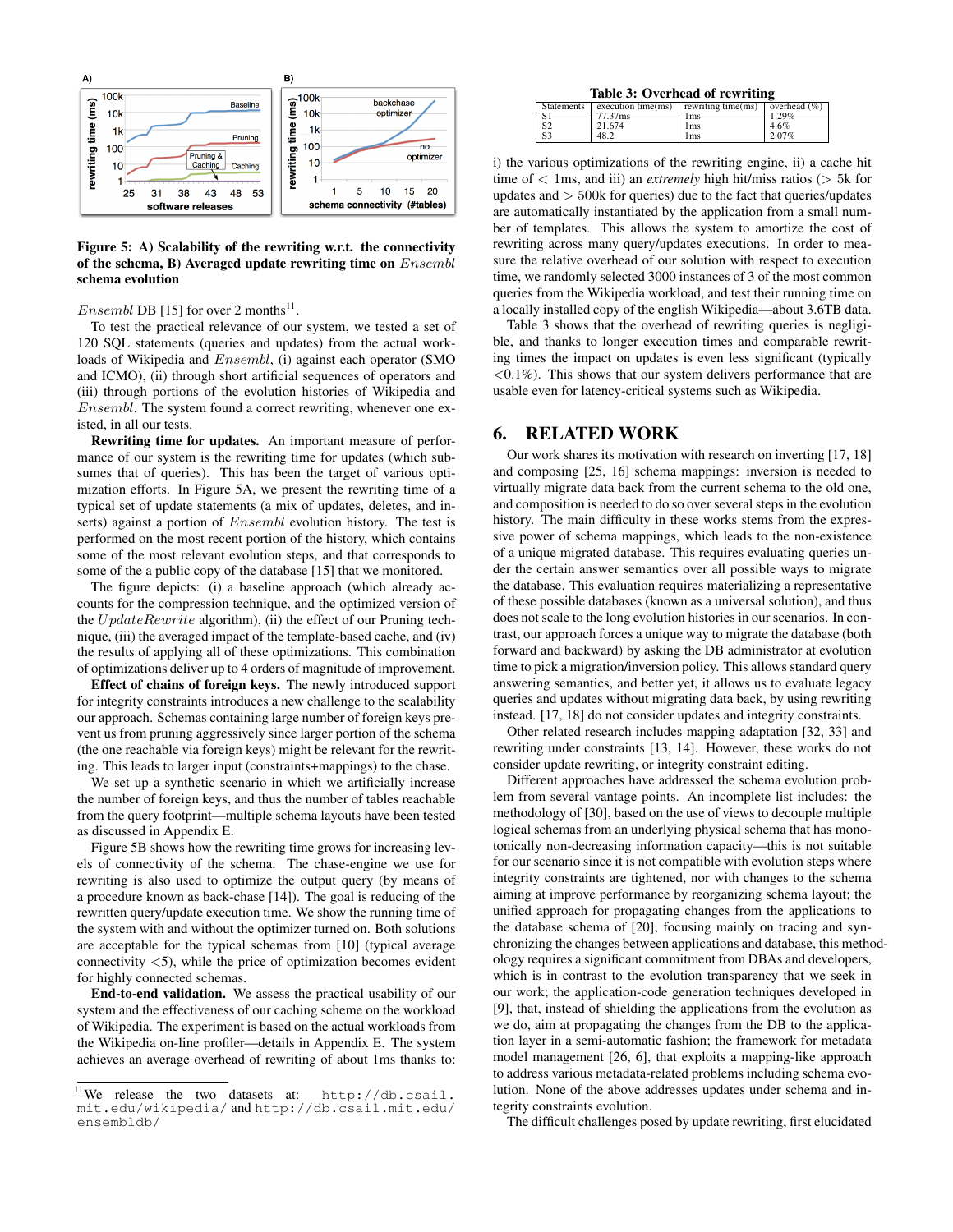A)

rewriting time (ms)

100k
10k
1k
100
10
1

Baseline
Pruning
Pruning & Caching
Caching

25 31 38 43 48 53

software releases

B)

rewriting time (ms)

100k
10k
1k
100
10
1

backchase optimizer
no optimizer

1 5 10 15 20

schema connectivity (#tables)

**Figure 5: A) Scalability of the rewriting w.r.t. the connectivity of the schema, B) Averaged update rewriting time on *Ensembl* schema evolution**

*Ensembl* DB [15] for over 2 months[11].

To test the practical relevance of our system, we tested a set of 120 SQL statements (queries and updates) from the actual workloads of Wikipedia and *Ensembl*, (i) against each operator (SMO and ICMO), (ii) through short artificial sequences of operators and (iii) through portions of the evolution histories of Wikipedia and *Ensembl*. The system found a correct rewriting, whenever one existed, in all our tests.

**Rewriting time for updates.** An important measure of performance of our system is the rewriting time for updates (which subsumes that of queries). This has been the target of various optimization efforts. In Figure 5A, we present the rewriting time of a typical set of update statements (a mix of updates, deletes, and inserts) against a portion of *Ensembl* evolution history. The test is performed on the most recent portion of the history, which contains some of the most relevant evolution steps, and that corresponds to some of the a public copy of the database [15] that we monitored.

The figure depicts: (i) a baseline approach (which already accounts for the compression technique, and the optimized version of the *UpdateRewrite* algorithm), (ii) the effect of our Pruning technique, (iii) the averaged impact of the template-based cache, and (iv) the results of applying all of these optimizations. This combination of optimizations deliver up to 4 orders of magnitude of improvement.

**Effect of chains of foreign keys.** The newly introduced support for integrity constraints introduces a new challenge to the scalability our approach. Schemas containing large number of foreign keys prevent us from pruning aggressively since larger portion of the schema (the one reachable via foreign keys) might be relevant for the rewriting. This leads to larger input (constraints+mappings) to the chase.

We set up a synthetic scenario in which we artificially increase the number of foreign keys, and thus the number of tables reachable from the query footprint—multiple schema layouts have been tested as discussed in Appendix E.

Figure 5B shows how the rewriting time grows for increasing levels of connectivity of the schema. The chase-engine we use for rewriting is also used to optimize the output query (by means of a procedure known as back-chase [14]). The goal is reducing of the rewritten query/update execution time. We show the running time of the system with and without the optimizer turned on. Both solutions are acceptable for the typical schemas from [10] (typical average connectivity $<5$), while the price of optimization becomes evident for highly connected schemas.

**End-to-end validation.** We assess the practical usability of our system and the effectiveness of our caching scheme on the workload of Wikipedia. The experiment is based on the actual workloads from the Wikipedia on-line profiler—details in Appendix E. The system achieves an average overhead of rewriting of about 1ms thanks to: i) the various optimizations of the rewriting engine, ii) a cache hit time of $<$ 1ms, and iii) an *extremely* high hit/miss ratios ($>$ 5k for updates and $>$ 500k for queries) due to the fact that queries/updates are automatically instantiated by the application from a small number of templates. This allows the system to amortize the cost of rewriting across many query/updates executions. In order to measure the relative overhead of our solution with respect to execution time, we randomly selected 3000 instances of 3 of the most common queries from the Wikipedia workload, and test their running time on a locally installed copy of the english Wikipedia—about 3.6TB data.

**Table 3: Overhead of rewriting**

| Statements | execution time(ms) | rewriting time(ms) | overhead (%) |
|---|---|---|---|
| S1 | 77.37ms | 1ms | 1.29% |
| S2 | 21.674 | 1ms | 4.6% |
| S3 | 48.2 | 1ms | 2.07% |

Table 3 shows that the overhead of rewriting queries is negligible, and thanks to longer execution times and comparable rewriting times the impact on updates is even less significant (typically $<$0.1%). This shows that our system delivers performance that are usable even for latency-critical systems such as Wikipedia.

# 6. RELATED WORK

Our work shares its motivation with research on inverting [17, 18] and composing [25, 16] schema mappings: inversion is needed to virtually migrate data back from the current schema to the old one, and composition is needed to do so over several steps in the evolution history. The main difficulty in these works stems from the expressive power of schema mappings, which leads to the non-existence of a unique migrated database. This requires evaluating queries under the certain answer semantics over all possible ways to migrate the database. This evaluation requires materializing a representative of these possible databases (known as a universal solution), and thus does not scale to the long evolution histories in our scenarios. In contrast, our approach forces a unique way to migrate the database (both forward and backward) by asking the DB administrator at evolution time to pick a migration/inversion policy. This allows standard query answering semantics, and better yet, it allows us to evaluate legacy queries and updates without migrating data back, by using rewriting instead. [17, 18] do not consider updates and integrity constraints.

Other related research includes mapping adaptation [32, 33] and rewriting under constraints [13, 14]. However, these works do not consider update rewriting, or integrity constraint editing.

Different approaches have addressed the schema evolution problem from several vantage points. An incomplete list includes: the methodology of [30], based on the use of views to decouple multiple logical schemas from an underlying physical schema that has monotonically non-decreasing information capacity—this is not suitable for our scenario since it is not compatible with evolution steps where integrity constraints are tightened, nor with changes to the schema aiming at improve performance by reorganizing schema layout; the unified approach for propagating changes from the applications to the database schema of [20], focusing mainly on tracing and synchronizing the changes between applications and database, this methodology requires a significant commitment from DBAs and developers, which is in contrast to the evolution transparency that we seek in our work; the application-code generation techniques developed in [9], that, instead of shielding the applications from the evolution as we do, aim at propagating the changes from the DB to the application layer in a semi-automatic fashion; the framework for metadata model management [26, 6], that exploits a mapping-like approach to address various metadata-related problems including schema evolution. None of the above addresses updates under schema and integrity constraints evolution.

The difficult challenges posed by update rewriting, first elucidated

[11] We release the two datasets at: `http://db.csail.mit.edu/wikipedia/` and `http://db.csail.mit.edu/ensembldb/`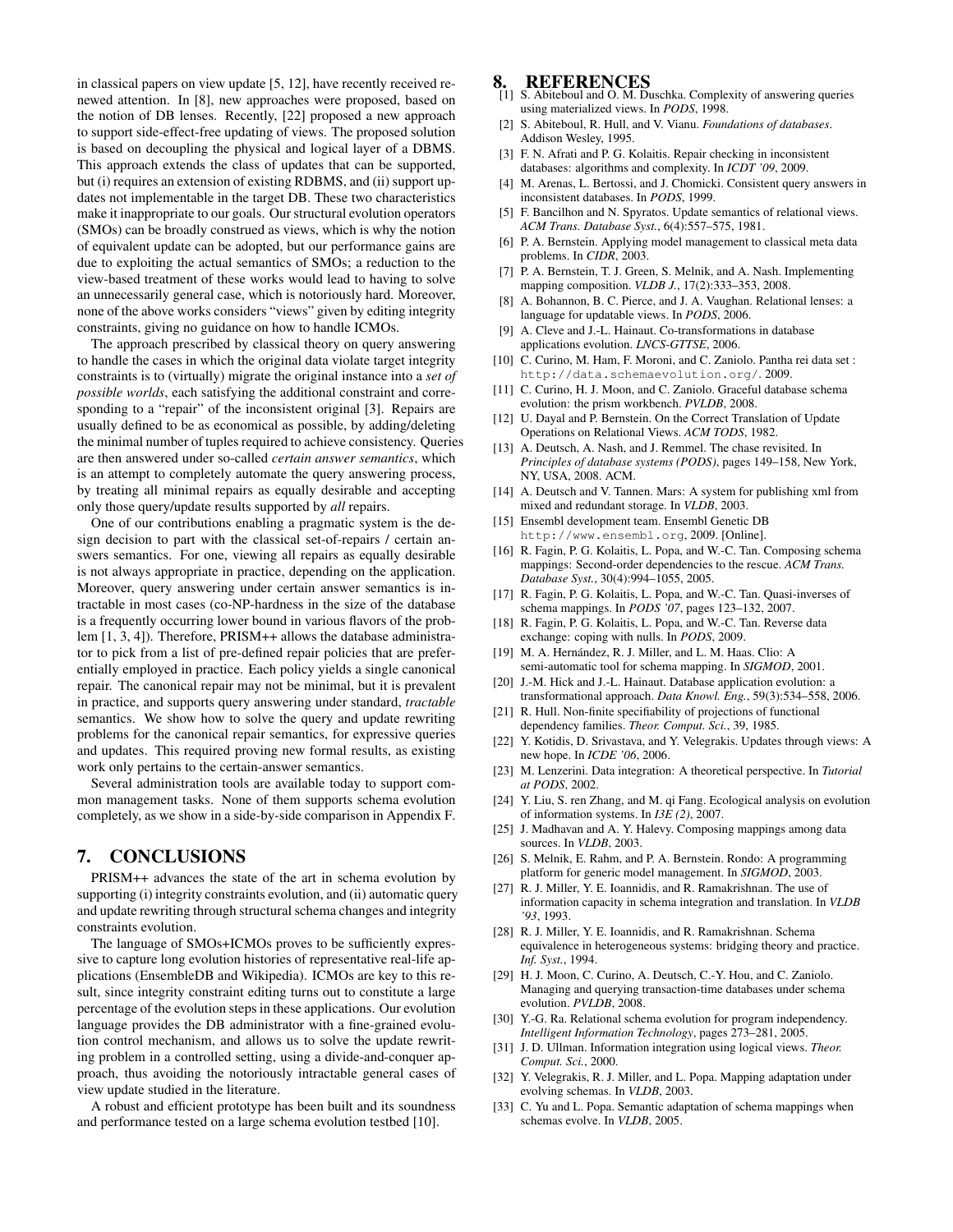in classical papers on view update [5, 12], have recently received renewed attention. In [8], new approaches were proposed, based on the notion of DB lenses. Recently, [22] proposed a new approach to support side-effect-free updating of views. The proposed solution is based on decoupling the physical and logical layer of a DBMS. This approach extends the class of updates that can be supported, but (i) requires an extension of existing RDBMS, and (ii) support updates not implementable in the target DB. These two characteristics make it inappropriate to our goals. Our structural evolution operators (SMOs) can be broadly construed as views, which is why the notion of equivalent update can be adopted, but our performance gains are due to exploiting the actual semantics of SMOs; a reduction to the view-based treatment of these works would lead to having to solve an unnecessarily general case, which is notoriously hard. Moreover, none of the above works considers "views" given by editing integrity constraints, giving no guidance on how to handle ICMOs.

The approach prescribed by classical theory on query answering to handle the cases in which the original data violate target integrity constraints is to (virtually) migrate the original instance into a *set of possible worlds*, each satisfying the additional constraint and corresponding to a "repair" of the inconsistent original [3]. Repairs are usually defined to be as economical as possible, by adding/deleting the minimal number of tuples required to achieve consistency. Queries are then answered under so-called *certain answer semantics*, which is an attempt to completely automate the query answering process, by treating all minimal repairs as equally desirable and accepting only those query/update results supported by *all* repairs.

One of our contributions enabling a pragmatic system is the design decision to part with the classical set-of-repairs / certain answers semantics. For one, viewing all repairs as equally desirable is not always appropriate in practice, depending on the application. Moreover, query answering under certain answer semantics is intractable in most cases (co-NP-hardness in the size of the database is a frequently occurring lower bound in various flavors of the problem [1, 3, 4]). Therefore, PRISM++ allows the database administrator to pick from a list of pre-defined repair policies that are preferentially employed in practice. Each policy yields a single canonical repair. The canonical repair may not be minimal, but it is prevalent in practice, and supports query answering under standard, *tractable* semantics. We show how to solve the query and update rewriting problems for the canonical repair semantics, for expressive queries and updates. This required proving new formal results, as existing work only pertains to the certain-answer semantics.

Several administration tools are available today to support common management tasks. None of them supports schema evolution completely, as we show in a side-by-side comparison in Appendix F.

## 7. CONCLUSIONS

PRISM++ advances the state of the art in schema evolution by supporting (i) integrity constraints evolution, and (ii) automatic query and update rewriting through structural schema changes and integrity constraints evolution.

The language of SMOs+ICMOs proves to be sufficiently expressive to capture long evolution histories of representative real-life applications (EnsembleDB and Wikipedia). ICMOs are key to this result, since integrity constraint editing turns out to constitute a large percentage of the evolution steps in these applications. Our evolution language provides the DB administrator with a fine-grained evolution control mechanism, and allows us to solve the update rewriting problem in a controlled setting, using a divide-and-conquer approach, thus avoiding the notoriously intractable general cases of view update studied in the literature.

A robust and efficient prototype has been built and its soundness and performance tested on a large schema evolution testbed [10].

## 8. REFERENCES

[1] S. Abiteboul and O. M. Duschka. Complexity of answering queries using materialized views. In *PODS*, 1998.

[2] S. Abiteboul, R. Hull, and V. Vianu. *Foundations of databases*. Addison Wesley, 1995.

[3] F. N. Afrati and P. G. Kolaitis. Repair checking in inconsistent databases: algorithms and complexity. In *ICDT '09*, 2009.

[4] M. Arenas, L. Bertossi, and J. Chomicki. Consistent query answers in inconsistent databases. In *PODS*, 1999.

[5] F. Bancilhon and N. Spyratos. Update semantics of relational views. *ACM Trans. Database Syst.*, 6(4):557–575, 1981.

[6] P. A. Bernstein. Applying model management to classical meta data problems. In *CIDR*, 2003.

[7] P. A. Bernstein, T. J. Green, S. Melnik, and A. Nash. Implementing mapping composition. *VLDB J.*, 17(2):333–353, 2008.

[8] A. Bohannon, B. C. Pierce, and J. A. Vaughan. Relational lenses: a language for updatable views. In *PODS*, 2006.

[9] A. Cleve and J.-L. Hainaut. Co-transformations in database applications evolution. *LNCS-GTTSE*, 2006.

[10] C. Curino, M. Ham, F. Moroni, and C. Zaniolo. Pantha rei data set : `http://data.schemaevolution.org/`. 2009.

[11] C. Curino, H. J. Moon, and C. Zaniolo. Graceful database schema evolution: the prism workbench. *PVLDB*, 2008.

[12] U. Dayal and P. Bernstein. On the Correct Translation of Update Operations on Relational Views. *ACM TODS*, 1982.

[13] A. Deutsch, A. Nash, and J. Remmel. The chase revisited. In *Principles of database systems (PODS)*, pages 149–158, New York, NY, USA, 2008. ACM.

[14] A. Deutsch and V. Tannen. Mars: A system for publishing xml from mixed and redundant storage. In *VLDB*, 2003.

[15] Ensembl development team. Ensembl Genetic DB `http://www.ensembl.org`, 2009. [Online].

[16] R. Fagin, P. G. Kolaitis, L. Popa, and W.-C. Tan. Composing schema mappings: Second-order dependencies to the rescue. *ACM Trans. Database Syst.*, 30(4):994–1055, 2005.

[17] R. Fagin, P. G. Kolaitis, L. Popa, and W.-C. Tan. Quasi-inverses of schema mappings. In *PODS '07*, pages 123–132, 2007.

[18] R. Fagin, P. G. Kolaitis, L. Popa, and W.-C. Tan. Reverse data exchange: coping with nulls. In *PODS*, 2009.

[19] M. A. Hernández, R. J. Miller, and L. M. Haas. Clio: A semi-automatic tool for schema mapping. In *SIGMOD*, 2001.

[20] J.-M. Hick and J.-L. Hainaut. Database application evolution: a transformational approach. *Data Knowl. Eng.*, 59(3):534–558, 2006.

[21] R. Hull. Non-finite specifiability of projections of functional dependency families. *Theor. Comput. Sci.*, 39, 1985.

[22] Y. Kotidis, D. Srivastava, and Y. Velegrakis. Updates through views: A new hope. In *ICDE '06*, 2006.

[23] M. Lenzerini. Data integration: A theoretical perspective. In *Tutorial at PODS*, 2002.

[24] Y. Liu, S. ren Zhang, and M. qi Fang. Ecological analysis on evolution of information systems. In *I3E (2)*, 2007.

[25] J. Madhavan and A. Y. Halevy. Composing mappings among data sources. In *VLDB*, 2003.

[26] S. Melnik, E. Rahm, and P. A. Bernstein. Rondo: A programming platform for generic model management. In *SIGMOD*, 2003.

[27] R. J. Miller, Y. E. Ioannidis, and R. Ramakrishnan. The use of information capacity in schema integration and translation. In *VLDB '93*, 1993.

[28] R. J. Miller, Y. E. Ioannidis, and R. Ramakrishnan. Schema equivalence in heterogeneous systems: bridging theory and practice. *Inf. Syst.*, 1994.

[29] H. J. Moon, C. Curino, A. Deutsch, C.-Y. Hou, and C. Zaniolo. Managing and querying transaction-time databases under schema evolution. *PVLDB*, 2008.

[30] Y.-G. Ra. Relational schema evolution for program independency. *Intelligent Information Technology*, pages 273–281, 2005.

[31] J. D. Ullman. Information integration using logical views. *Theor. Comput. Sci.*, 2000.

[32] Y. Velegrakis, R. J. Miller, and L. Popa. Mapping adaptation under evolving schemas. In *VLDB*, 2003.

[33] C. Yu and L. Popa. Semantic adaptation of schema mappings when schemas evolve. In *VLDB*, 2005.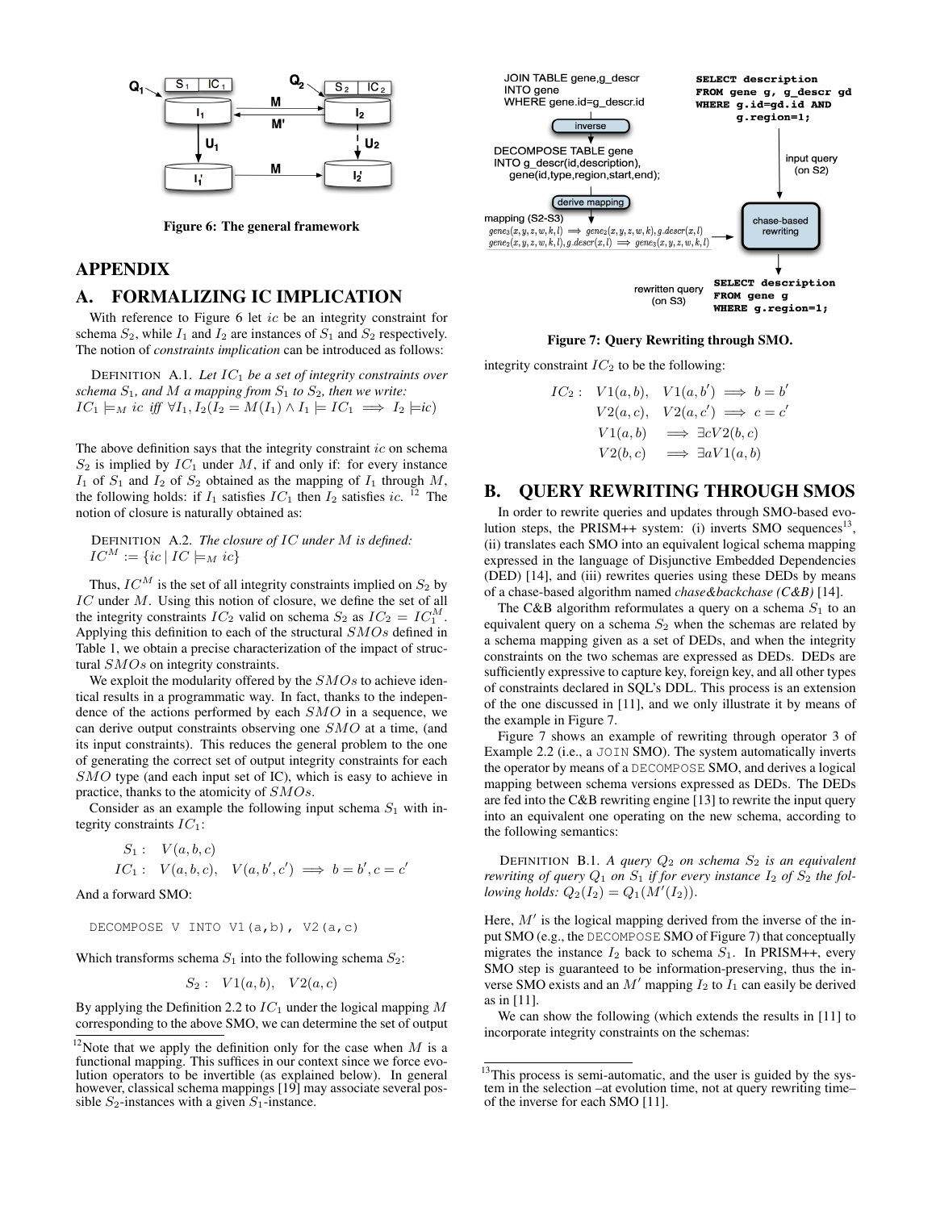Figure 6: The general framework

# APPENDIX

## A. FORMALIZING IC IMPLICATION

With reference to Figure 6 let $ic$ be an integrity constraint for schema $S_2$, while $I_1$ and $I_2$ are instances of $S_1$ and $S_2$ respectively. The notion of *constraints implication* can be introduced as follows:

DEFINITION A.1. *Let $IC_1$ be a set of integrity constraints over schema $S_1$, and $M$ a mapping from $S_1$ to $S_2$, then we write:* $IC_1 \models_M ic$ *iff* $\forall I_1, I_2 (I_2 = M(I_1) \wedge I_1 \models IC_1 \implies I_2 \models ic)$

The above definition says that the integrity constraint $ic$ on schema $S_2$ is implied by $IC_1$ under $M$, if and only if: for every instance $I_1$ of $S_1$ and $I_2$ of $S_2$ obtained as the mapping of $I_1$ through $M$, the following holds: if $I_1$ satisfies $IC_1$ then $I_2$ satisfies $ic$. [12] The notion of closure is naturally obtained as:

DEFINITION A.2. *The closure of $IC$ under $M$ is defined:* $IC^M := \{ic \mid IC \models_M ic\}$

Thus, $IC^M$ is the set of all integrity constraints implied on $S_2$ by $IC$ under $M$. Using this notion of closure, we define the set of all the integrity constraints $IC_2$ valid on schema $S_2$ as $IC_2 = IC_1^M$. Applying this definition to each of the structural $SMOs$ defined in Table 1, we obtain a precise characterization of the impact of structural $SMOs$ on integrity constraints.

We exploit the modularity offered by the $SMOs$ to achieve identical results in a programmatic way. In fact, thanks to the independence of the actions performed by each $SMO$ in a sequence, we can derive output constraints observing one $SMO$ at a time, (and its input constraints). This reduces the general problem to the one of generating the correct set of output integrity constraints for each $SMO$ type (and each input set of IC), which is easy to achieve in practice, thanks to the atomicity of $SMOs$.

Consider as an example the following input schema $S_1$ with integrity constraints $IC_1$:

$$S_1: \quad V(a,b,c)$$
$$IC_1: \quad V(a,b,c), \quad V(a,b',c') \implies b = b', c = c'$$

And a forward SMO:

```
DECOMPOSE V INTO V1(a,b), V2(a,c)
```

Which transforms schema $S_1$ into the following schema $S_2$:

$$S_2: \quad V1(a,b), \quad V2(a,c)$$

By applying the Definition 2.2 to $IC_1$ under the logical mapping $M$ corresponding to the above SMO, we can determine the set of output integrity constraint $IC_2$ to be the following:

$$\begin{aligned} IC_2: \quad & V1(a,b), \quad V1(a,b') \implies b = b' \\ & V2(a,c), \quad V2(a,c') \implies c = c' \\ & V1(a,b) \quad \implies \exists c V2(b,c) \\ & V2(b,c) \quad \implies \exists a V1(a,b) \end{aligned}$$

[12] Note that we apply the definition only for the case when $M$ is a functional mapping. This suffices in our context since we force evolution operators to be invertible (as explained below). In general however, classical schema mappings [19] may associate several possible $S_2$-instances with a given $S_1$-instance.

Figure 7: Query Rewriting through SMO.

## B. QUERY REWRITING THROUGH SMOS

In order to rewrite queries and updates through SMO-based evolution steps, the PRISM++ system: (i) inverts SMO sequences[13], (ii) translates each SMO into an equivalent logical schema mapping expressed in the language of Disjunctive Embedded Dependencies (DED) [14], and (iii) rewrites queries using these DEDs by means of a chase-based algorithm named *chase&backchase (C&B)* [14].

The C&B algorithm reformulates a query on a schema $S_1$ to an equivalent query on a schema $S_2$ when the schemas are related by a schema mapping given as a set of DEDs, and when the integrity constraints on the two schemas are expressed as DEDs. DEDs are sufficiently expressive to capture key, foreign key, and all other types of constraints declared in SQL's DDL. This process is an extension of the one discussed in [11], and we only illustrate it by means of the example in Figure 7.

Figure 7 shows an example of rewriting through operator 3 of Example 2.2 (i.e., a JOIN SMO). The system automatically inverts the operator by means of a DECOMPOSE SMO, and derives a logical mapping between schema versions expressed as DEDs. The DEDs are fed into the C&B rewriting engine [13] to rewrite the input query into an equivalent one operating on the new schema, according to the following semantics:

DEFINITION B.1. *A query $Q_2$ on schema $S_2$ is an equivalent rewriting of query $Q_1$ on $S_1$ if for every instance $I_2$ of $S_2$ the following holds: $Q_2(I_2) = Q_1(M'(I_2))$.*

Here, $M'$ is the logical mapping derived from the inverse of the input SMO (e.g., the DECOMPOSE SMO of Figure 7) that conceptually migrates the instance $I_2$ back to schema $S_1$. In PRISM++, every SMO step is guaranteed to be information-preserving, thus the inverse SMO exists and an $M'$ mapping $I_2$ to $I_1$ can easily be derived as in [11].

We can show the following (which extends the results in [11] to incorporate integrity constraints on the schemas:

[13] This process is semi-automatic, and the user is guided by the system in the selection –at evolution time, not at query rewriting time– of the inverse for each SMO [11].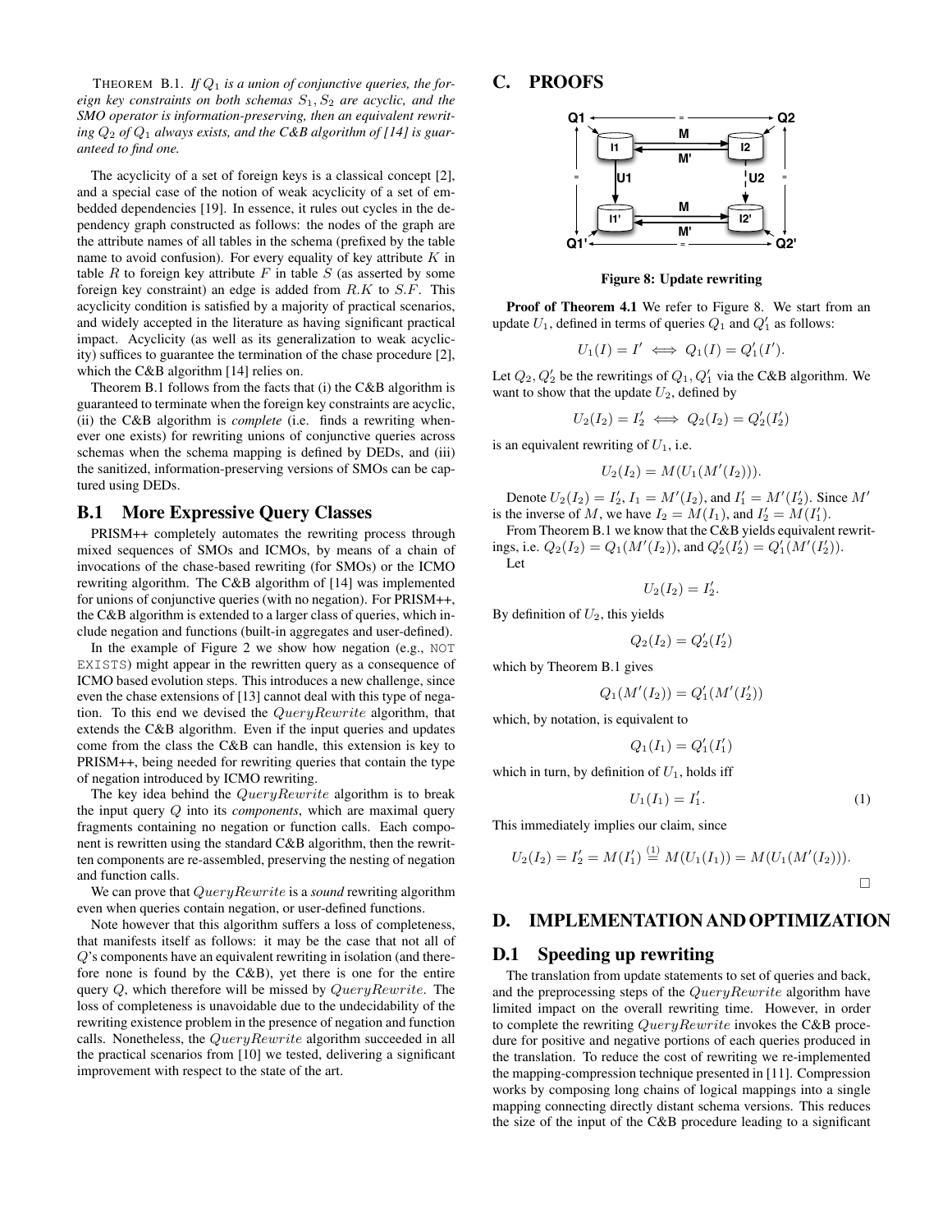THEOREM B.1. *If $Q_1$ is a union of conjunctive queries, the foreign key constraints on both schemas $S_1, S_2$ are acyclic, and the SMO operator is information-preserving, then an equivalent rewriting $Q_2$ of $Q_1$ always exists, and the C&B algorithm of [14] is guaranteed to find one.*

The acyclicity of a set of foreign keys is a classical concept [2], and a special case of the notion of weak acyclicity of a set of embedded dependencies [19]. In essence, it rules out cycles in the dependency graph constructed as follows: the nodes of the graph are the attribute names of all tables in the schema (prefixed by the table name to avoid confusion). For every equality of key attribute $K$ in table $R$ to foreign key attribute $F$ in table $S$ (as asserted by some foreign key constraint) an edge is added from $R.K$ to $S.F$. This acyclicity condition is satisfied by a majority of practical scenarios, and widely accepted in the literature as having significant practical impact. Acyclicity (as well as its generalization to weak acyclicity) suffices to guarantee the termination of the chase procedure [2], which the C&B algorithm [14] relies on.

Theorem B.1 follows from the facts that (i) the C&B algorithm is guaranteed to terminate when the foreign key constraints are acyclic, (ii) the C&B algorithm is *complete* (i.e. finds a rewriting whenever one exists) for rewriting unions of conjunctive queries across schemas when the schema mapping is defined by DEDs, and (iii) the sanitized, information-preserving versions of SMOs can be captured using DEDs.

## B.1 More Expressive Query Classes

PRISM++ completely automates the rewriting process through mixed sequences of SMOs and ICMOs, by means of a chain of invocations of the chase-based rewriting (for SMOs) or the ICMO rewriting algorithm. The C&B algorithm of [14] was implemented for unions of conjunctive queries (with no negation). For PRISM++, the C&B algorithm is extended to a larger class of queries, which include negation and functions (built-in aggregates and user-defined).

In the example of Figure 2 we show how negation (e.g., NOT EXISTS) might appear in the rewritten query as a consequence of ICMO based evolution steps. This introduces a new challenge, since even the chase extensions of [13] cannot deal with this type of negation. To this end we devised the $QueryRewrite$ algorithm, that extends the C&B algorithm. Even if the input queries and updates come from the class the C&B can handle, this extension is key to PRISM++, being needed for rewriting queries that contain the type of negation introduced by ICMO rewriting.

The key idea behind the $QueryRewrite$ algorithm is to break the input query $Q$ into its *components*, which are maximal query fragments containing no negation or function calls. Each component is rewritten using the standard C&B algorithm, then the rewritten components are re-assembled, preserving the nesting of negation and function calls.

We can prove that $QueryRewrite$ is a *sound* rewriting algorithm even when queries contain negation, or user-defined functions.

Note however that this algorithm suffers a loss of completeness, that manifests itself as follows: it may be the case that not all of $Q$'s components have an equivalent rewriting in isolation (and therefore none is found by the C&B), yet there is one for the entire query $Q$, which therefore will be missed by $QueryRewrite$. The loss of completeness is unavoidable due to the undecidability of the rewriting existence problem in the presence of negation and function calls. Nonetheless, the $QueryRewrite$ algorithm succeeded in all the practical scenarios from [10] we tested, delivering a significant improvement with respect to the state of the art.

# C. PROOFS

**Figure 8: Update rewriting**

**Proof of Theorem 4.1** We refer to Figure 8. We start from an update $U_1$, defined in terms of queries $Q_1$ and $Q'_1$ as follows:

$$U_1(I) = I' \iff Q_1(I) = Q'_1(I').$$

Let $Q_2, Q'_2$ be the rewritings of $Q_1, Q'_1$ via the C&B algorithm. We want to show that the update $U_2$, defined by

$$U_2(I_2) = I'_2 \iff Q_2(I_2) = Q'_2(I'_2)$$

is an equivalent rewriting of $U_1$, i.e.

$$U_2(I_2) = M(U_1(M'(I_2))).$$

Denote $U_2(I_2) = I'_2$, $I_1 = M'(I_2)$, and $I'_1 = M'(I'_2)$. Since $M'$ is the inverse of $M$, we have $I_2 = M(I_1)$, and $I'_2 = M(I'_1)$.

From Theorem B.1 we know that the C&B yields equivalent rewritings, i.e. $Q_2(I_2) = Q_1(M'(I_2))$, and $Q'_2(I'_2) = Q'_1(M'(I'_2))$.

Let

$$U_2(I_2) = I'_2.$$

By definition of $U_2$, this yields

$$Q_2(I_2) = Q'_2(I'_2)$$

which by Theorem B.1 gives

$$Q_1(M'(I_2)) = Q'_1(M'(I'_2))$$

which, by notation, is equivalent to

$$Q_1(I_1) = Q'_1(I'_1)$$

which in turn, by definition of $U_1$, holds iff

$$U_1(I_1) = I'_1. \tag{1}$$

This immediately implies our claim, since

$$U_2(I_2) = I'_2 = M(I'_1) \overset{(1)}{=} M(U_1(I_1)) = M(U_1(M'(I_2))).$$

□

# D. IMPLEMENTATION AND OPTIMIZATION

## D.1 Speeding up rewriting

The translation from update statements to set of queries and back, and the preprocessing steps of the $QueryRewrite$ algorithm have limited impact on the overall rewriting time. However, in order to complete the rewriting $QueryRewrite$ invokes the C&B procedure for positive and negative portions of each queries produced in the translation. To reduce the cost of rewriting we re-implemented the mapping-compression technique presented in [11]. Compression works by composing long chains of logical mappings into a single mapping connecting directly distant schema versions. This reduces the size of the input of the C&B procedure leading to a significant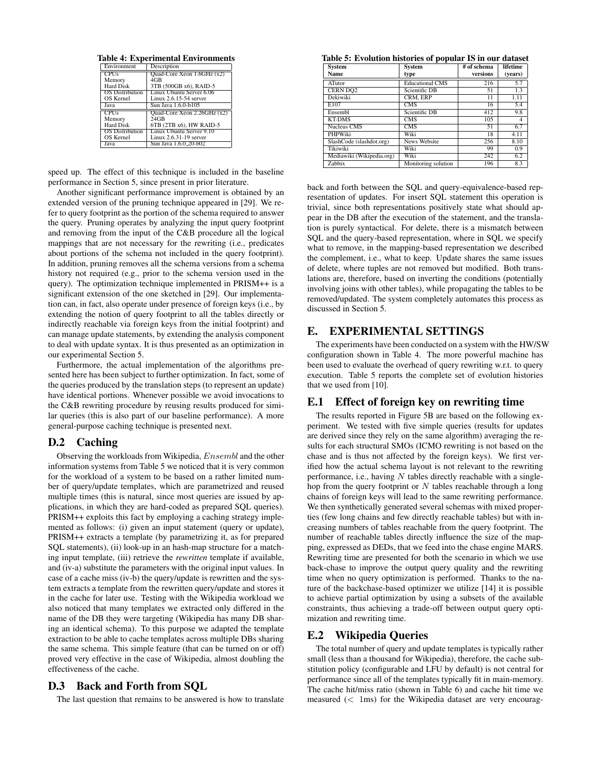**Table 4: Experimental Environments**

| Environment | Description |
|---|---|
| CPUs | Quad-Core Xeon 1.6GHz (x2) |
| Memory | 4GB |
| Hard Disk | 3TB (500GB x6), RAID-5 |
| OS Distribution | Linux Ubuntu Server 6.06 |
| OS Kernel | Linux 2.6.15-54 server |
| Java | Sun Java 1.6.0-b105 |
| CPUs | Quad-Core Xeon 2.26GHz (x2) |
| Memory | 24GB |
| Hard Disk | 6TB (2TB x6), HW RAID-5 |
| OS Distribution | Linux Ubuntu Server 9.10 |
| OS Kernel | Linux 2.6.31-19 server |
| Java | Sun Java 1.6.0_20-b02 |

**Table 5: Evolution histories of popular IS in our dataset**

| System Name | System type | # of schema versions | lifetime (years) |
|---|---|---|---|
| ATutor | Educational CMS | 216 | 5.7 |
| CERN DQ2 | Scientific DB | 51 | 1.3 |
| Dekiwiki | CRM, ERP | 11 | 1.11 |
| E107 | CMS | 16 | 5.4 |
| Ensembl | Scientific DB | 412 | 9.8 |
| KT-DMS | CMS | 105 | 4 |
| Nucleus CMS | CMS | 51 | 6.7 |
| PHPWiki | Wiki | 18 | 4.11 |
| SlashCode (slashdot.org) | News Website | 256 | 8.10 |
| Tikiwiki | Wiki | 99 | 0.9 |
| Mediawiki (Wikipedia.org) | Wiki | 242 | 6.2 |
| Zabbix | Monitoring solution | 196 | 8.3 |

speed up. The effect of this technique is included in the baseline performance in Section 5, since present in prior literature.

Another significant performance improvement is obtained by an extended version of the pruning technique appeared in [29]. We refer to query footprint as the portion of the schema required to answer the query. Pruning operates by analyzing the input query footprint and removing from the input of the C&B procedure all the logical mappings that are not necessary for the rewriting (i.e., predicates about portions of the schema not included in the query footprint). In addition, pruning removes all the schema versions from a schema history not required (e.g., prior to the schema version used in the query). The optimization technique implemented in PRISM++ is a significant extension of the one sketched in [29]. Our implementation can, in fact, also operate under presence of foreign keys (i.e., by extending the notion of query footprint to all the tables directly or indirectly reachable via foreign keys from the initial footprint) and can manage update statements, by extending the analysis component to deal with update syntax. It is thus presented as an optimization in our experimental Section 5.

Furthermore, the actual implementation of the algorithms presented here has been subject to further optimization. In fact, some of the queries produced by the translation steps (to represent an update) have identical portions. Whenever possible we avoid invocations to the C&B rewriting procedure by reusing results produced for similar queries (this is also part of our baseline performance). A more general-purpose caching technique is presented next.

## D.2 Caching

Observing the workloads from Wikipedia, *Ensembl* and the other information systems from Table 5 we noticed that it is very common for the workload of a system to be based on a rather limited number of query/update templates, which are parametrized and reused multiple times (this is natural, since most queries are issued by applications, in which they are hard-coded as prepared SQL queries). PRISM++ exploits this fact by employing a caching strategy implemented as follows: (i) given an input statement (query or update), PRISM++ extracts a template (by parametrizing it, as for prepared SQL statements), (ii) look-up in an hash-map structure for a matching input template, (iii) retrieve the *rewritten* template if available, and (iv-a) substitute the parameters with the original input values. In case of a cache miss (iv-b) the query/update is rewritten and the system extracts a template from the rewritten query/update and stores it in the cache for later use. Testing with the Wikipedia workload we also noticed that many templates we extracted only differed in the name of the DB they were targeting (Wikipedia has many DB sharing an identical schema). To this purpose we adapted the template extraction to be able to cache templates across multiple DBs sharing the same schema. This simple feature (that can be turned on or off) proved very effective in the case of Wikipedia, almost doubling the effectiveness of the cache.

## D.3 Back and Forth from SQL

The last question that remains to be answered is how to translate back and forth between the SQL and query-equivalence-based representation of updates. For insert SQL statement this operation is trivial, since both representations positively state what should appear in the DB after the execution of the statement, and the translation is purely syntactical. For delete, there is a mismatch between SQL and the query-based representation, where in SQL we specify what to remove, in the mapping-based representation we described the complement, i.e., what to keep. Update shares the same issues of delete, where tuples are not removed but modified. Both translations are, therefore, based on inverting the conditions (potentially involving joins with other tables), while propagating the tables to be removed/updated. The system completely automates this process as discussed in Section 5.

# E. EXPERIMENTAL SETTINGS

The experiments have been conducted on a system with the HW/SW configuration shown in Table 4. The more powerful machine has been used to evaluate the overhead of query rewriting w.r.t. to query execution. Table 5 reports the complete set of evolution histories that we used from [10].

## E.1 Effect of foreign key on rewriting time

The results reported in Figure 5B are based on the following experiment. We tested with five simple queries (results for updates are derived since they rely on the same algorithm) averaging the results for each structural SMOs (ICMO rewriting is not based on the chase and is thus not affected by the foreign keys). We first verified how the actual schema layout is not relevant to the rewriting performance, i.e., having $N$ tables directly reachable with a single-hop from the query footprint or $N$ tables reachable through a long chains of foreign keys will lead to the same rewriting performance. We then synthetically generated several schemas with mixed properties (few long chains and few directly reachable tables) but with increasing numbers of tables reachable from the query footprint. The number of reachable tables directly influence the size of the mapping, expressed as DEDs, that we feed into the chase engine MARS. Rewriting time are presented for both the scenario in which we use back-chase to improve the output query quality and the rewriting time when no query optimization is performed. Thanks to the nature of the backchase-based optimizer we utilize [14] it is possible to achieve partial optimization by using a subsets of the available constraints, thus achieving a trade-off between output query optimization and rewriting time.

## E.2 Wikipedia Queries

The total number of query and update templates is typically rather small (less than a thousand for Wikipedia), therefore, the cache substitution policy (configurable and LFU by default) is not central for performance since all of the templates typically fit in main-memory. The cache hit/miss ratio (shown in Table 6) and cache hit time we measured ($<$ 1ms) for the Wikipedia dataset are very encourag-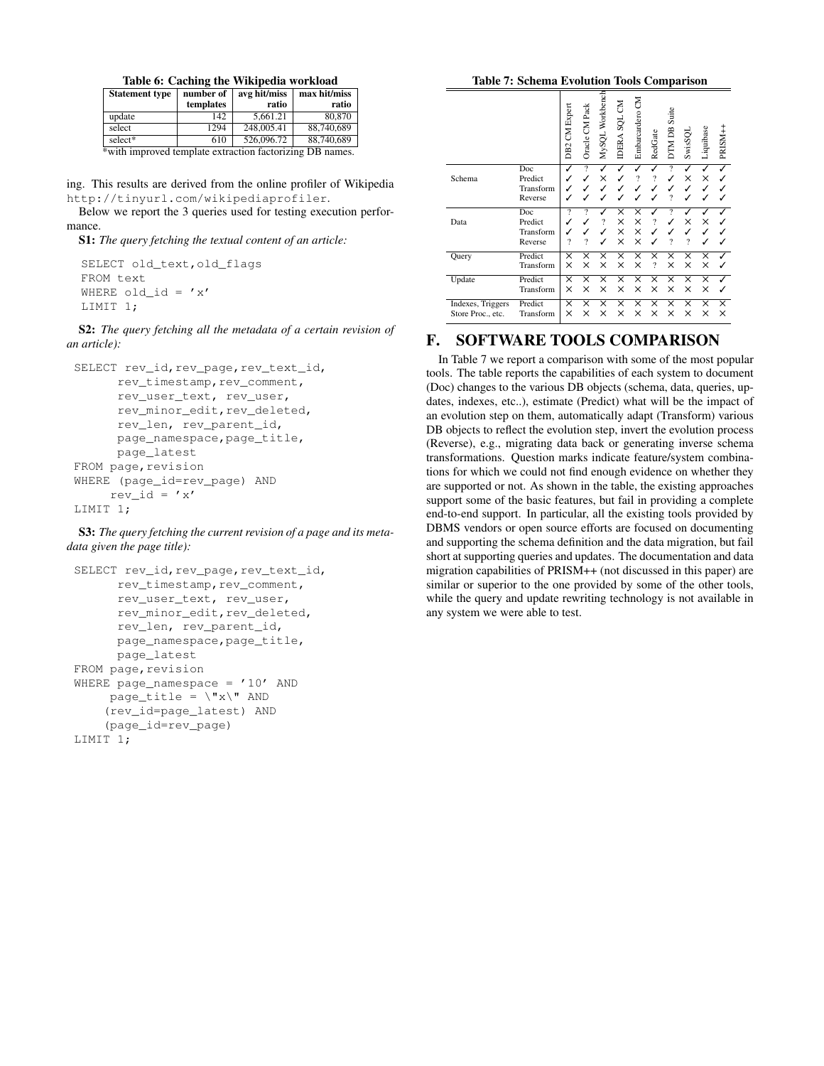**Table 6: Caching the Wikipedia workload**

| Statement type | number of templates | avg hit/miss ratio | max hit/miss ratio |
|---|---|---|---|
| update | 142 | 5,661.21 | 80,870 |
| select | 1294 | 248,005.41 | 88,740,689 |
| select* | 610 | 526,096.72 | 88,740,689 |

*with improved template extraction factorizing DB names.

ing. This results are derived from the online profiler of Wikipedia http://tinyurl.com/wikipediaprofiler.

Below we report the 3 queries used for testing execution performance.

**S1:** *The query fetching the textual content of an article:*

```
SELECT old_text,old_flags
FROM text
WHERE old_id = 'x'
LIMIT 1;
```

**S2:** *The query fetching all the metadata of a certain revision of an article):*

```
SELECT rev_id,rev_page,rev_text_id,
       rev_timestamp,rev_comment,
       rev_user_text, rev_user,
       rev_minor_edit,rev_deleted,
       rev_len, rev_parent_id,
       page_namespace,page_title,
       page_latest
FROM page,revision
WHERE (page_id=rev_page) AND
      rev_id = 'x'
LIMIT 1;
```

**S3:** *The query fetching the current revision of a page and its metadata given the page title):*

```
SELECT rev_id,rev_page,rev_text_id,
       rev_timestamp,rev_comment,
       rev_user_text, rev_user,
       rev_minor_edit,rev_deleted,
       rev_len, rev_parent_id,
       page_namespace,page_title,
       page_latest
FROM page,revision
WHERE page_namespace = '10' AND
      page_title = \"x\" AND
     (rev_id=page_latest) AND
     (page_id=rev_page)
LIMIT 1;
```

**Table 7: Schema Evolution Tools Comparison**

| | | DB2 CM Expert | Oracle CM Pack | MySQL Workbench | IDERA SQL CM | Embarcadero CM | RedGate | DTM DB Suite | SwisSQL | Liquibase | PRISM++ |
|---|---|---|---|---|---|---|---|---|---|---|---|
| Schema | Doc | ✓ | ? | ✓ | ✓ | ✓ | ✓ | ? | ✓ | ✓ | ✓ |
| | Predict | ✓ | ✓ | × | ✓ | ? | ? | ✓ | × | × | ✓ |
| | Transform | ✓ | ✓ | ✓ | ✓ | ✓ | ✓ | ✓ | ✓ | ✓ | ✓ |
| | Reverse | ✓ | ✓ | ✓ | ✓ | ✓ | ✓ | ? | ✓ | ✓ | ✓ |
| Data | Doc | ? | ? | ✓ | × | × | ✓ | ? | ✓ | ✓ | ✓ |
| | Predict | ✓ | ✓ | ? | × | × | ? | ✓ | × | × | ✓ |
| | Transform | ✓ | ✓ | ✓ | × | × | ✓ | ✓ | ✓ | ✓ | ✓ |
| | Reverse | ? | ? | ✓ | × | × | ✓ | ? | ? | ✓ | ✓ |
| Query | Predict | × | × | × | × | × | × | × | × | × | ✓ |
| | Transform | × | × | × | × | × | ? | × | × | × | ✓ |
| Update | Predict | × | × | × | × | × | × | × | × | × | ✓ |
| | Transform | × | × | × | × | × | × | × | × | × | ✓ |
| Indexes, Triggers | Predict | × | × | × | × | × | × | × | × | × | × |
| Store Proc., etc. | Transform | × | × | × | × | × | × | × | × | × | × |

# F. SOFTWARE TOOLS COMPARISON

In Table 7 we report a comparison with some of the most popular tools. The table reports the capabilities of each system to document (Doc) changes to the various DB objects (schema, data, queries, updates, indexes, etc..), estimate (Predict) what will be the impact of an evolution step on them, automatically adapt (Transform) various DB objects to reflect the evolution step, invert the evolution process (Reverse), e.g., migrating data back or generating inverse schema transformations. Question marks indicate feature/system combinations for which we could not find enough evidence on whether they are supported or not. As shown in the table, the existing approaches support some of the basic features, but fail in providing a complete end-to-end support. In particular, all the existing tools provided by DBMS vendors or open source efforts are focused on documenting and supporting the schema definition and the data migration, but fail short at supporting queries and updates. The documentation and data migration capabilities of PRISM++ (not discussed in this paper) are similar or superior to the one provided by some of the other tools, while the query and update rewriting technology is not available in any system we were able to test.